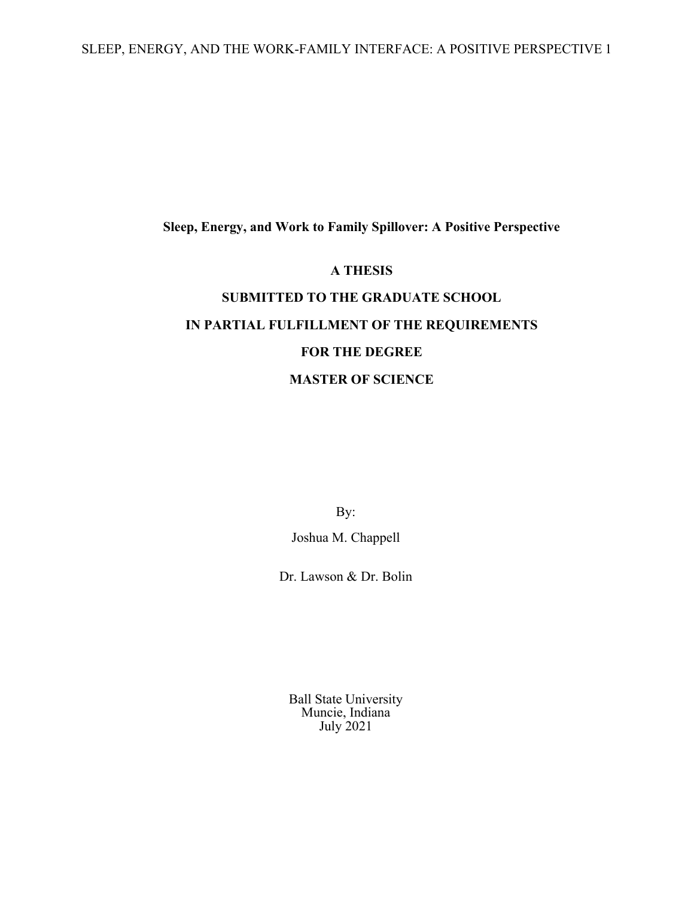# Sleep, Energy, and Work to Family Spillover: A Positive Perspective

**A THESIS**

**SUBMITTED TO THE GRADUATE SCHOOL**

**IN PARTIAL FULFILLMENT OF THE REQUIREMENTS**

**FOR THE DEGREE**

**MASTER OF SCIENCE**

By:

Joshua M. Chappell

Dr. Lawson & Dr. Bolin

Ball State University
Muncie, Indiana
July 2021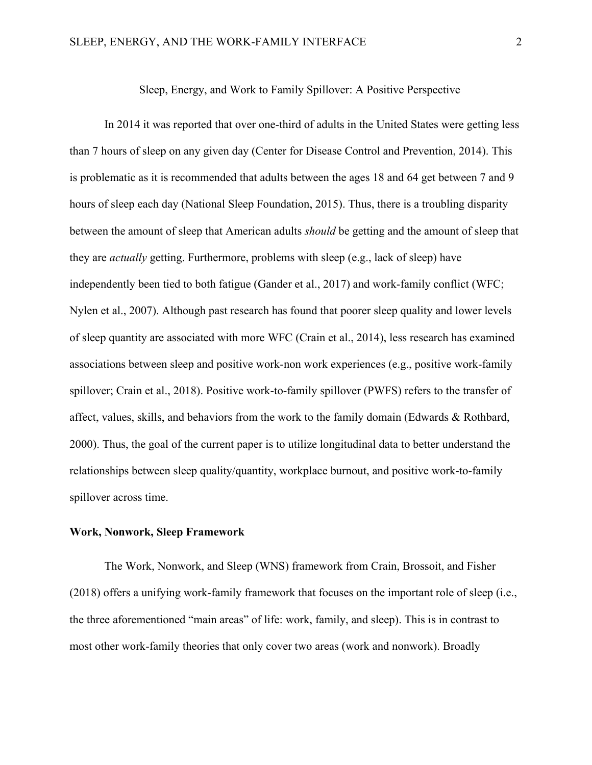Sleep, Energy, and Work to Family Spillover: A Positive Perspective

In 2014 it was reported that over one-third of adults in the United States were getting less than 7 hours of sleep on any given day (Center for Disease Control and Prevention, 2014). This is problematic as it is recommended that adults between the ages 18 and 64 get between 7 and 9 hours of sleep each day (National Sleep Foundation, 2015). Thus, there is a troubling disparity between the amount of sleep that American adults *should* be getting and the amount of sleep that they are *actually* getting. Furthermore, problems with sleep (e.g., lack of sleep) have independently been tied to both fatigue (Gander et al., 2017) and work-family conflict (WFC; Nylen et al., 2007). Although past research has found that poorer sleep quality and lower levels of sleep quantity are associated with more WFC (Crain et al., 2014), less research has examined associations between sleep and positive work-non work experiences (e.g., positive work-family spillover; Crain et al., 2018). Positive work-to-family spillover (PWFS) refers to the transfer of affect, values, skills, and behaviors from the work to the family domain (Edwards & Rothbard, 2000). Thus, the goal of the current paper is to utilize longitudinal data to better understand the relationships between sleep quality/quantity, workplace burnout, and positive work-to-family spillover across time.

**Work, Nonwork, Sleep Framework**

The Work, Nonwork, and Sleep (WNS) framework from Crain, Brossoit, and Fisher (2018) offers a unifying work-family framework that focuses on the important role of sleep (i.e., the three aforementioned "main areas" of life: work, family, and sleep). This is in contrast to most other work-family theories that only cover two areas (work and nonwork). Broadly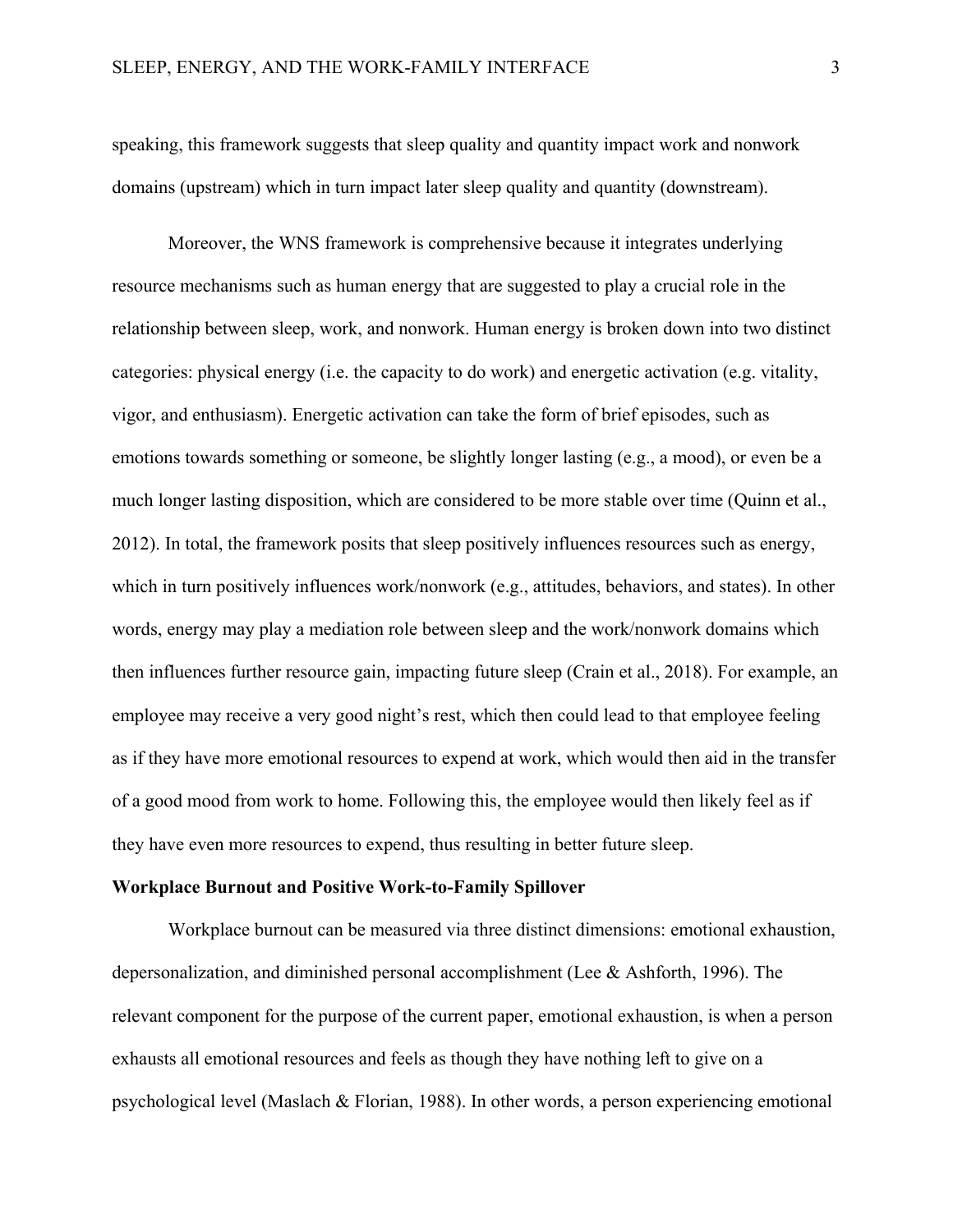speaking, this framework suggests that sleep quality and quantity impact work and nonwork domains (upstream) which in turn impact later sleep quality and quantity (downstream).

Moreover, the WNS framework is comprehensive because it integrates underlying resource mechanisms such as human energy that are suggested to play a crucial role in the relationship between sleep, work, and nonwork. Human energy is broken down into two distinct categories: physical energy (i.e. the capacity to do work) and energetic activation (e.g. vitality, vigor, and enthusiasm). Energetic activation can take the form of brief episodes, such as emotions towards something or someone, be slightly longer lasting (e.g., a mood), or even be a much longer lasting disposition, which are considered to be more stable over time (Quinn et al., 2012). In total, the framework posits that sleep positively influences resources such as energy, which in turn positively influences work/nonwork (e.g., attitudes, behaviors, and states). In other words, energy may play a mediation role between sleep and the work/nonwork domains which then influences further resource gain, impacting future sleep (Crain et al., 2018). For example, an employee may receive a very good night's rest, which then could lead to that employee feeling as if they have more emotional resources to expend at work, which would then aid in the transfer of a good mood from work to home. Following this, the employee would then likely feel as if they have even more resources to expend, thus resulting in better future sleep.

**Workplace Burnout and Positive Work-to-Family Spillover**

Workplace burnout can be measured via three distinct dimensions: emotional exhaustion, depersonalization, and diminished personal accomplishment (Lee & Ashforth, 1996). The relevant component for the purpose of the current paper, emotional exhaustion, is when a person exhausts all emotional resources and feels as though they have nothing left to give on a psychological level (Maslach & Florian, 1988). In other words, a person experiencing emotional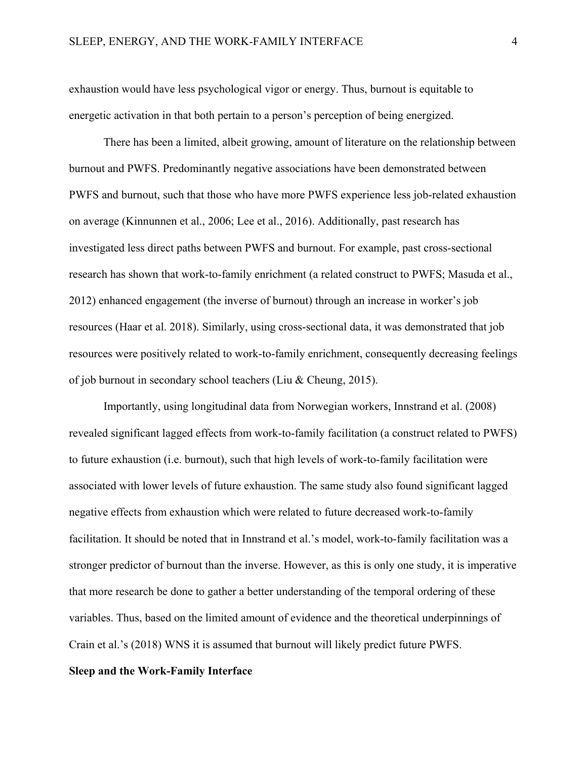exhaustion would have less psychological vigor or energy. Thus, burnout is equitable to energetic activation in that both pertain to a person's perception of being energized.

There has been a limited, albeit growing, amount of literature on the relationship between burnout and PWFS. Predominantly negative associations have been demonstrated between PWFS and burnout, such that those who have more PWFS experience less job-related exhaustion on average (Kinnunnen et al., 2006; Lee et al., 2016). Additionally, past research has investigated less direct paths between PWFS and burnout. For example, past cross-sectional research has shown that work-to-family enrichment (a related construct to PWFS; Masuda et al., 2012) enhanced engagement (the inverse of burnout) through an increase in worker's job resources (Haar et al. 2018). Similarly, using cross-sectional data, it was demonstrated that job resources were positively related to work-to-family enrichment, consequently decreasing feelings of job burnout in secondary school teachers (Liu & Cheung, 2015).

Importantly, using longitudinal data from Norwegian workers, Innstrand et al. (2008) revealed significant lagged effects from work-to-family facilitation (a construct related to PWFS) to future exhaustion (i.e. burnout), such that high levels of work-to-family facilitation were associated with lower levels of future exhaustion. The same study also found significant lagged negative effects from exhaustion which were related to future decreased work-to-family facilitation. It should be noted that in Innstrand et al.'s model, work-to-family facilitation was a stronger predictor of burnout than the inverse. However, as this is only one study, it is imperative that more research be done to gather a better understanding of the temporal ordering of these variables. Thus, based on the limited amount of evidence and the theoretical underpinnings of Crain et al.'s (2018) WNS it is assumed that burnout will likely predict future PWFS.

**Sleep and the Work-Family Interface**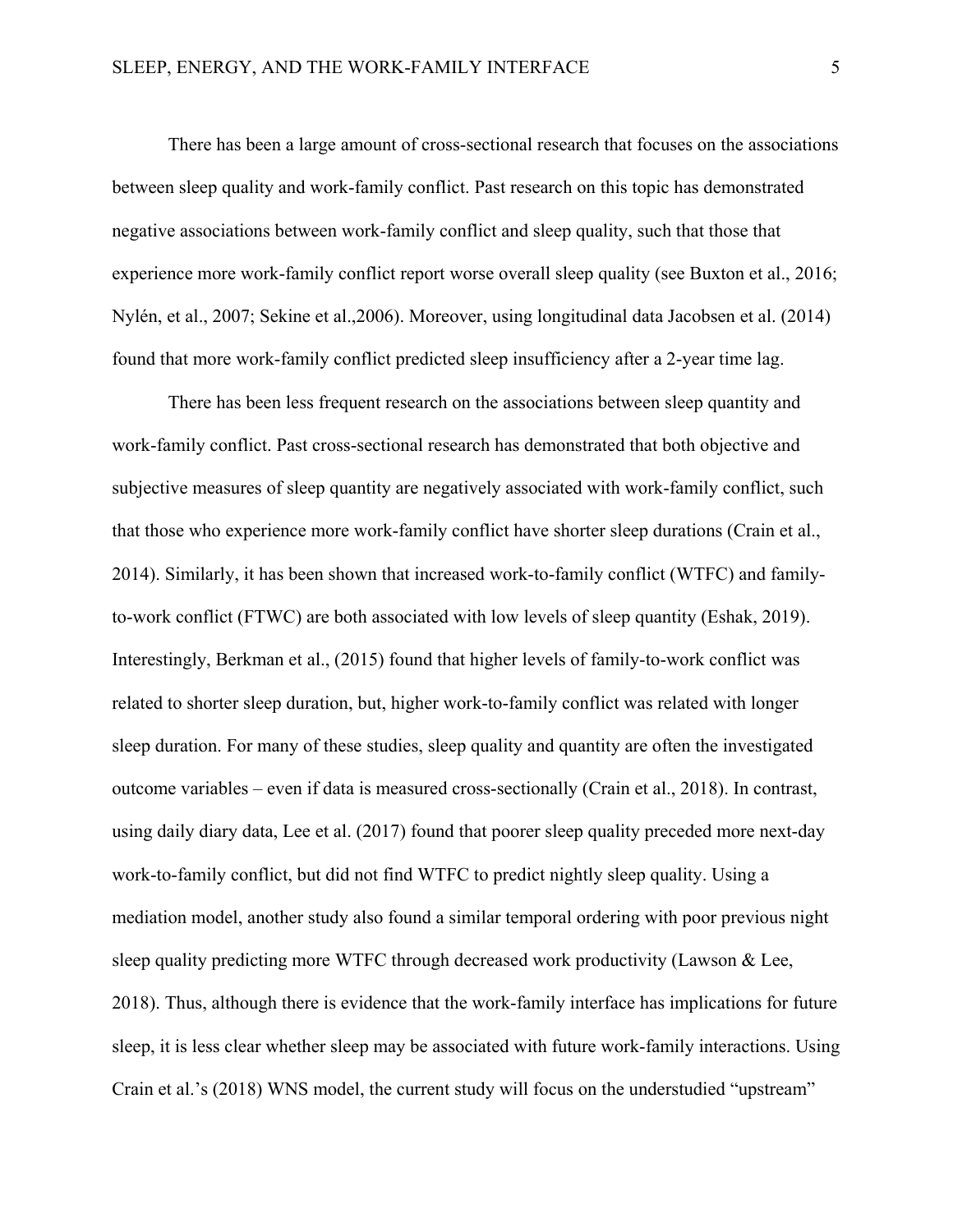There has been a large amount of cross-sectional research that focuses on the associations between sleep quality and work-family conflict. Past research on this topic has demonstrated negative associations between work-family conflict and sleep quality, such that those that experience more work-family conflict report worse overall sleep quality (see Buxton et al., 2016; Nylén, et al., 2007; Sekine et al.,2006). Moreover, using longitudinal data Jacobsen et al. (2014) found that more work-family conflict predicted sleep insufficiency after a 2-year time lag.

There has been less frequent research on the associations between sleep quantity and work-family conflict. Past cross-sectional research has demonstrated that both objective and subjective measures of sleep quantity are negatively associated with work-family conflict, such that those who experience more work-family conflict have shorter sleep durations (Crain et al., 2014). Similarly, it has been shown that increased work-to-family conflict (WTFC) and family-to-work conflict (FTWC) are both associated with low levels of sleep quantity (Eshak, 2019). Interestingly, Berkman et al., (2015) found that higher levels of family-to-work conflict was related to shorter sleep duration, but, higher work-to-family conflict was related with longer sleep duration. For many of these studies, sleep quality and quantity are often the investigated outcome variables – even if data is measured cross-sectionally (Crain et al., 2018). In contrast, using daily diary data, Lee et al. (2017) found that poorer sleep quality preceded more next-day work-to-family conflict, but did not find WTFC to predict nightly sleep quality. Using a mediation model, another study also found a similar temporal ordering with poor previous night sleep quality predicting more WTFC through decreased work productivity (Lawson & Lee, 2018). Thus, although there is evidence that the work-family interface has implications for future sleep, it is less clear whether sleep may be associated with future work-family interactions. Using Crain et al.'s (2018) WNS model, the current study will focus on the understudied "upstream"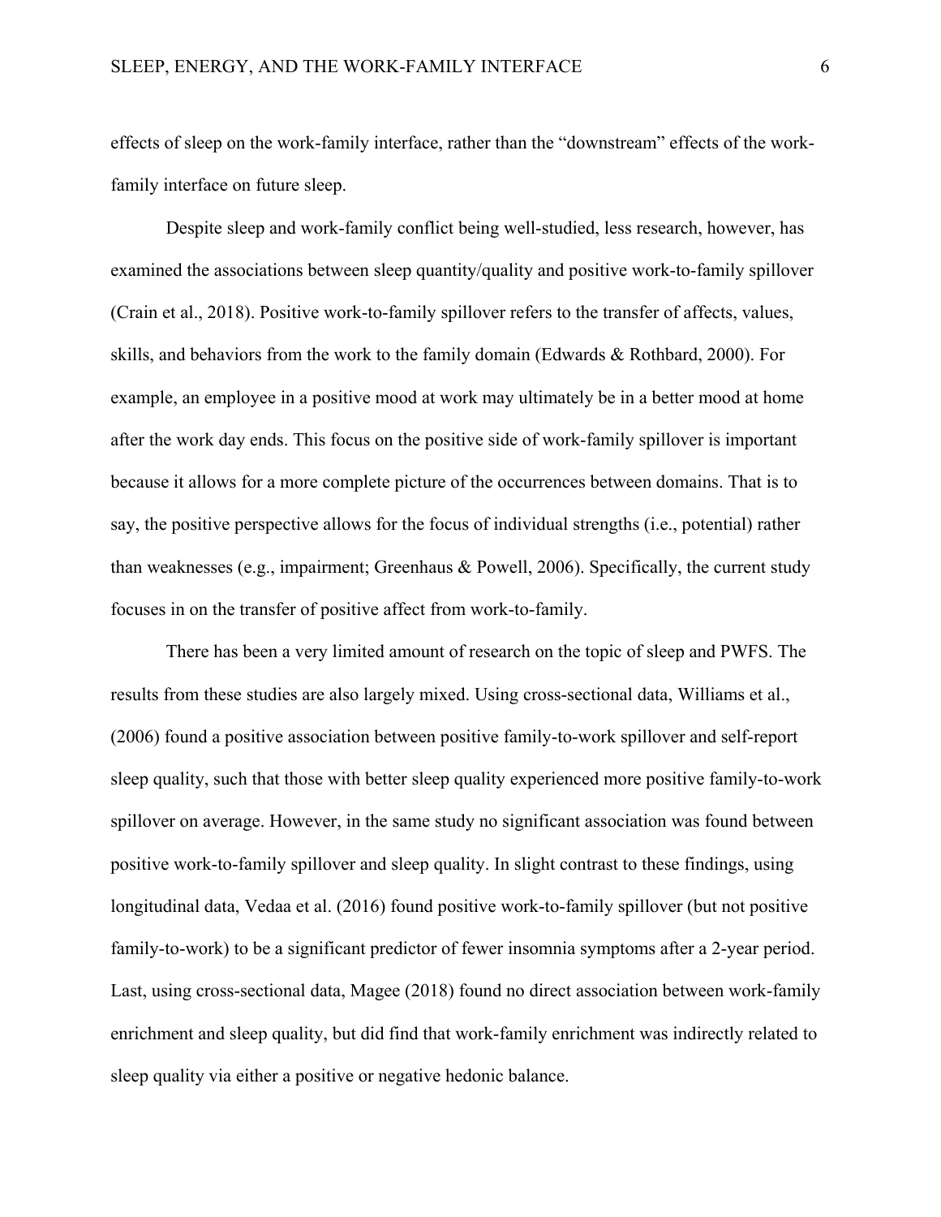effects of sleep on the work-family interface, rather than the "downstream" effects of the work-family interface on future sleep.

Despite sleep and work-family conflict being well-studied, less research, however, has examined the associations between sleep quantity/quality and positive work-to-family spillover (Crain et al., 2018). Positive work-to-family spillover refers to the transfer of affects, values, skills, and behaviors from the work to the family domain (Edwards & Rothbard, 2000). For example, an employee in a positive mood at work may ultimately be in a better mood at home after the work day ends. This focus on the positive side of work-family spillover is important because it allows for a more complete picture of the occurrences between domains. That is to say, the positive perspective allows for the focus of individual strengths (i.e., potential) rather than weaknesses (e.g., impairment; Greenhaus & Powell, 2006). Specifically, the current study focuses in on the transfer of positive affect from work-to-family.

There has been a very limited amount of research on the topic of sleep and PWFS. The results from these studies are also largely mixed. Using cross-sectional data, Williams et al., (2006) found a positive association between positive family-to-work spillover and self-report sleep quality, such that those with better sleep quality experienced more positive family-to-work spillover on average. However, in the same study no significant association was found between positive work-to-family spillover and sleep quality. In slight contrast to these findings, using longitudinal data, Vedaa et al. (2016) found positive work-to-family spillover (but not positive family-to-work) to be a significant predictor of fewer insomnia symptoms after a 2-year period. Last, using cross-sectional data, Magee (2018) found no direct association between work-family enrichment and sleep quality, but did find that work-family enrichment was indirectly related to sleep quality via either a positive or negative hedonic balance.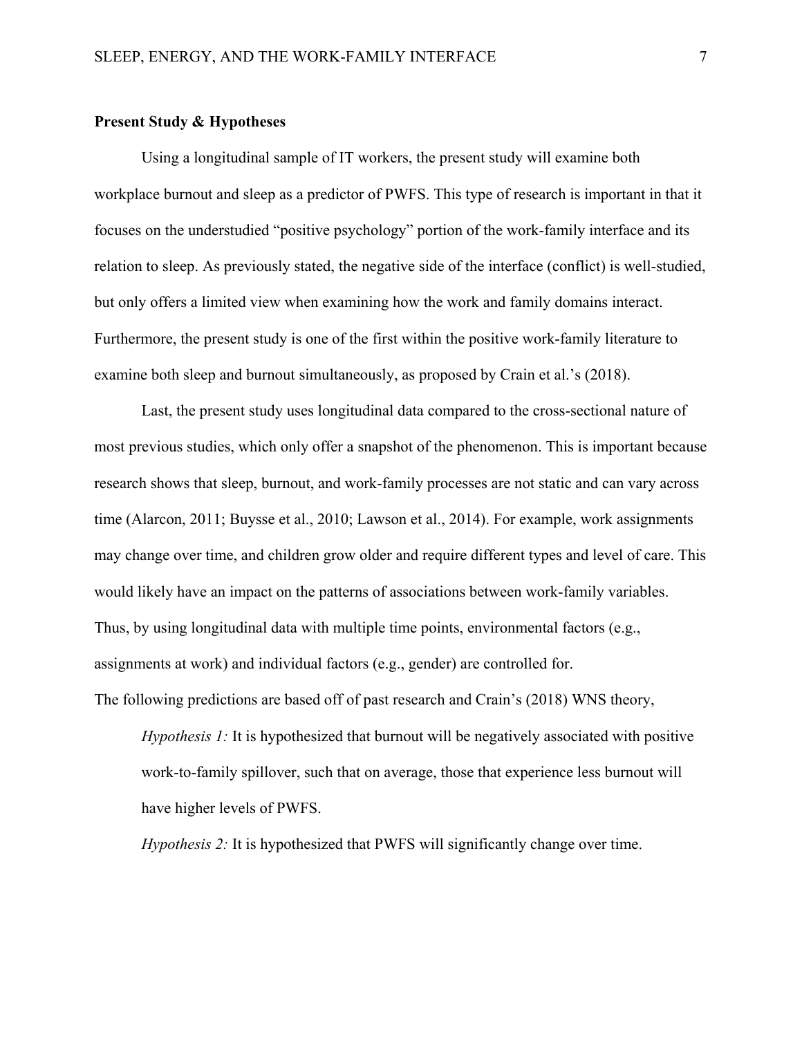**Present Study & Hypotheses**

Using a longitudinal sample of IT workers, the present study will examine both workplace burnout and sleep as a predictor of PWFS. This type of research is important in that it focuses on the understudied "positive psychology" portion of the work-family interface and its relation to sleep. As previously stated, the negative side of the interface (conflict) is well-studied, but only offers a limited view when examining how the work and family domains interact. Furthermore, the present study is one of the first within the positive work-family literature to examine both sleep and burnout simultaneously, as proposed by Crain et al.'s (2018).

Last, the present study uses longitudinal data compared to the cross-sectional nature of most previous studies, which only offer a snapshot of the phenomenon. This is important because research shows that sleep, burnout, and work-family processes are not static and can vary across time (Alarcon, 2011; Buysse et al., 2010; Lawson et al., 2014). For example, work assignments may change over time, and children grow older and require different types and level of care. This would likely have an impact on the patterns of associations between work-family variables. Thus, by using longitudinal data with multiple time points, environmental factors (e.g., assignments at work) and individual factors (e.g., gender) are controlled for.

The following predictions are based off of past research and Crain's (2018) WNS theory,

*Hypothesis 1:* It is hypothesized that burnout will be negatively associated with positive work-to-family spillover, such that on average, those that experience less burnout will have higher levels of PWFS.

*Hypothesis 2:* It is hypothesized that PWFS will significantly change over time.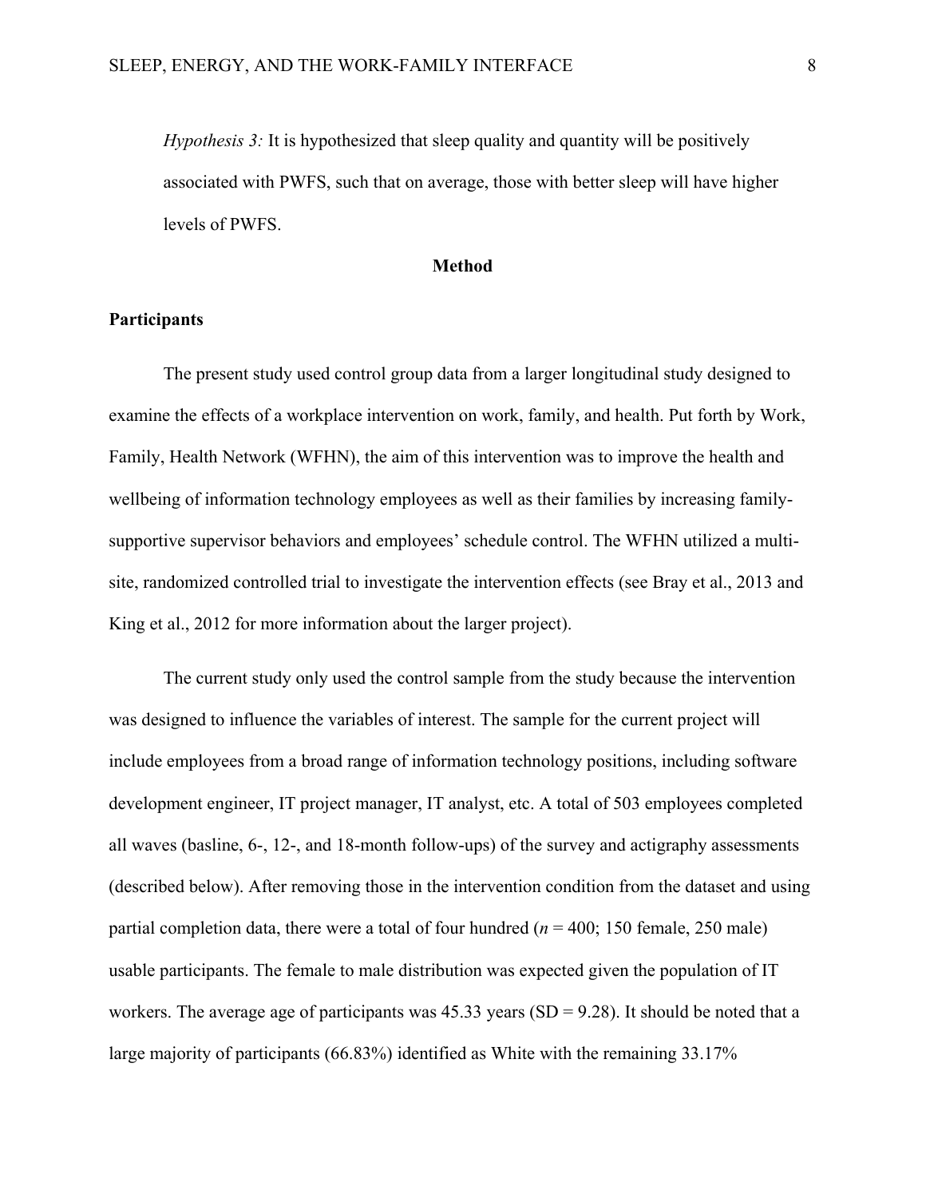*Hypothesis 3:* It is hypothesized that sleep quality and quantity will be positively associated with PWFS, such that on average, those with better sleep will have higher levels of PWFS.

## Method

### Participants

The present study used control group data from a larger longitudinal study designed to examine the effects of a workplace intervention on work, family, and health. Put forth by Work, Family, Health Network (WFHN), the aim of this intervention was to improve the health and wellbeing of information technology employees as well as their families by increasing family-supportive supervisor behaviors and employees' schedule control. The WFHN utilized a multi-site, randomized controlled trial to investigate the intervention effects (see Bray et al., 2013 and King et al., 2012 for more information about the larger project).

The current study only used the control sample from the study because the intervention was designed to influence the variables of interest. The sample for the current project will include employees from a broad range of information technology positions, including software development engineer, IT project manager, IT analyst, etc. A total of 503 employees completed all waves (basline, 6-, 12-, and 18-month follow-ups) of the survey and actigraphy assessments (described below). After removing those in the intervention condition from the dataset and using partial completion data, there were a total of four hundred ($n$ = 400; 150 female, 250 male) usable participants. The female to male distribution was expected given the population of IT workers. The average age of participants was 45.33 years (SD = 9.28). It should be noted that a large majority of participants (66.83%) identified as White with the remaining 33.17%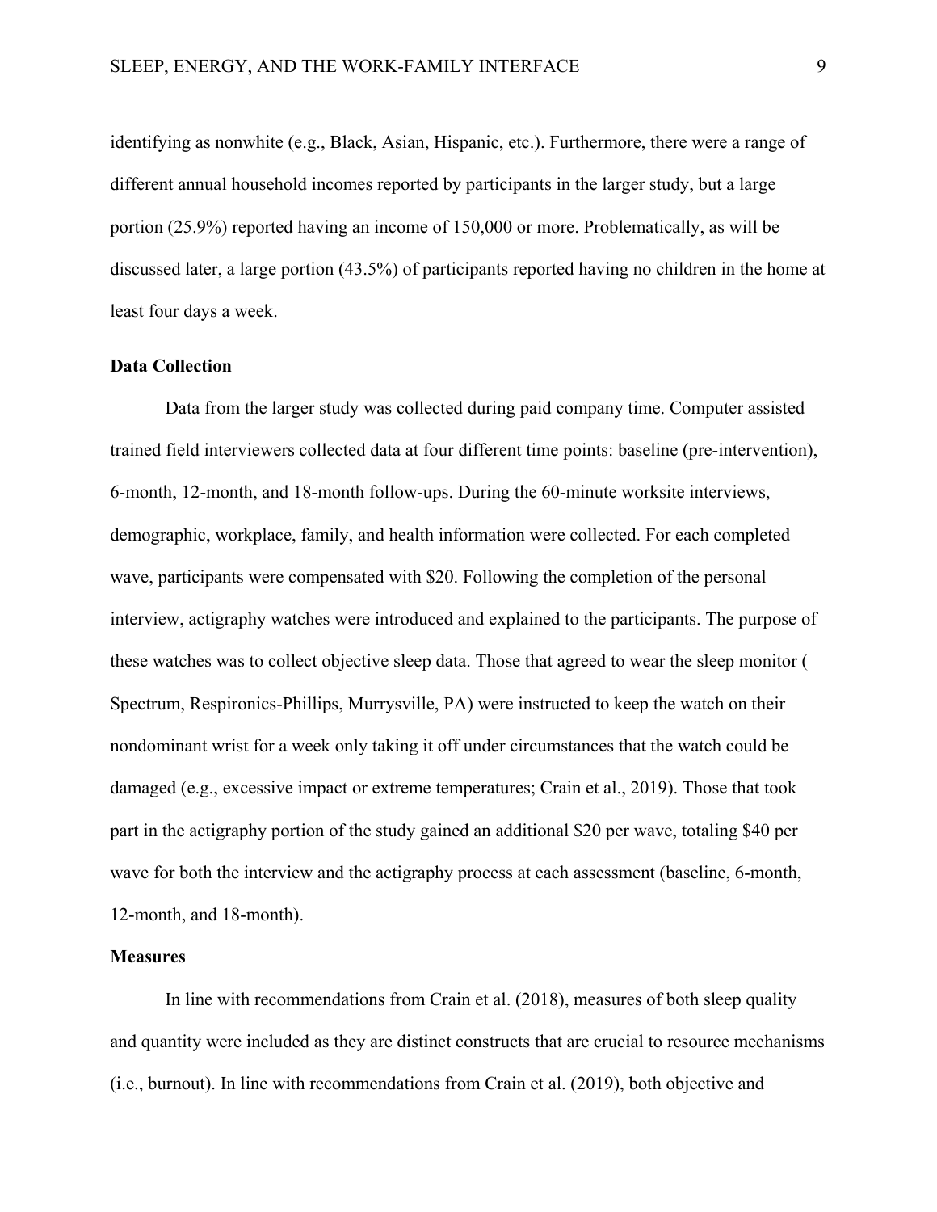identifying as nonwhite (e.g., Black, Asian, Hispanic, etc.). Furthermore, there were a range of different annual household incomes reported by participants in the larger study, but a large portion (25.9%) reported having an income of 150,000 or more. Problematically, as will be discussed later, a large portion (43.5%) of participants reported having no children in the home at least four days a week.

### Data Collection

Data from the larger study was collected during paid company time. Computer assisted trained field interviewers collected data at four different time points: baseline (pre-intervention), 6-month, 12-month, and 18-month follow-ups. During the 60-minute worksite interviews, demographic, workplace, family, and health information were collected. For each completed wave, participants were compensated with $20. Following the completion of the personal interview, actigraphy watches were introduced and explained to the participants. The purpose of these watches was to collect objective sleep data. Those that agreed to wear the sleep monitor ( Spectrum, Respironics-Phillips, Murrysville, PA) were instructed to keep the watch on their nondominant wrist for a week only taking it off under circumstances that the watch could be damaged (e.g., excessive impact or extreme temperatures; Crain et al., 2019). Those that took part in the actigraphy portion of the study gained an additional $20 per wave, totaling $40 per wave for both the interview and the actigraphy process at each assessment (baseline, 6-month, 12-month, and 18-month).

### Measures

In line with recommendations from Crain et al. (2018), measures of both sleep quality and quantity were included as they are distinct constructs that are crucial to resource mechanisms (i.e., burnout). In line with recommendations from Crain et al. (2019), both objective and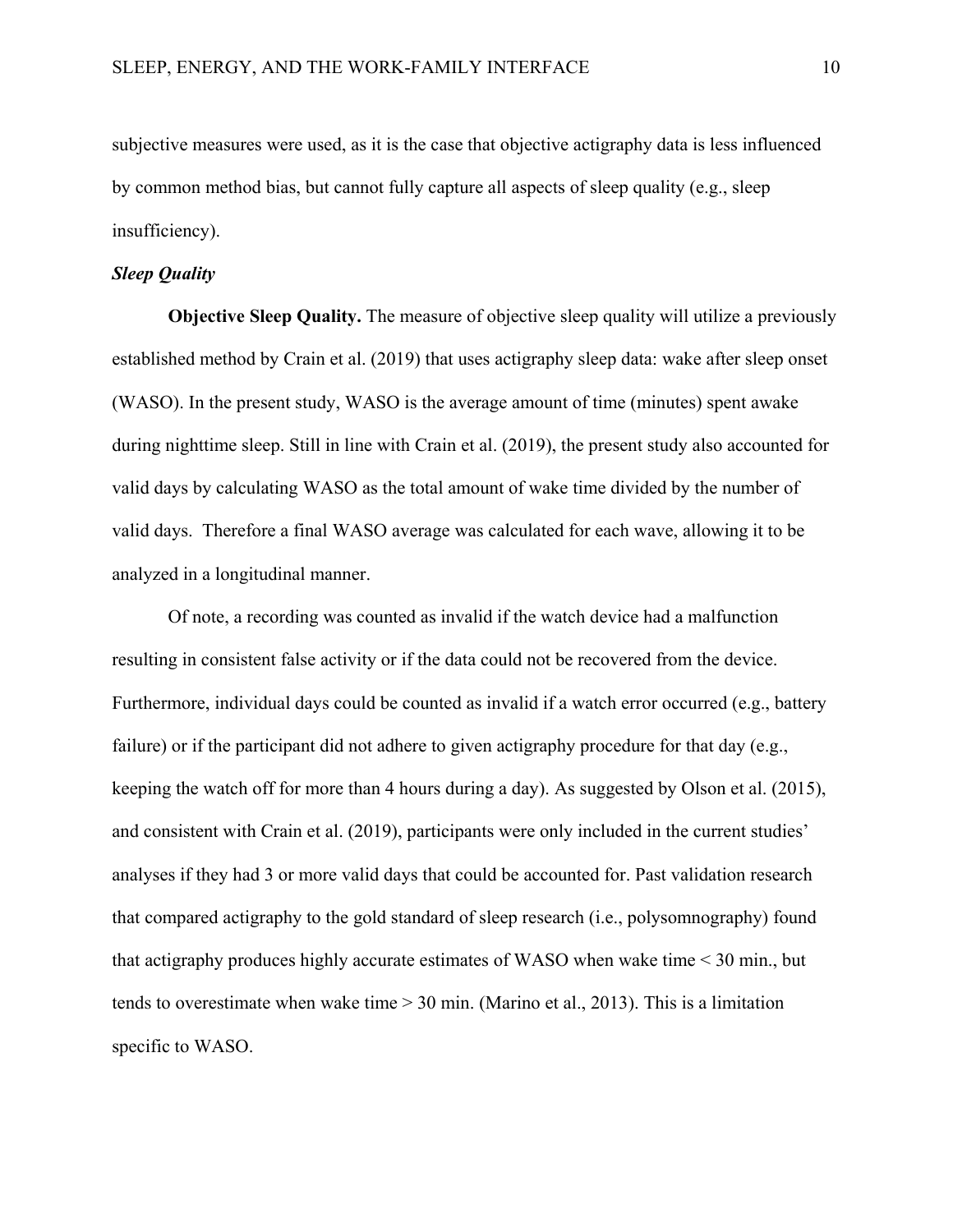subjective measures were used, as it is the case that objective actigraphy data is less influenced by common method bias, but cannot fully capture all aspects of sleep quality (e.g., sleep insufficiency).

### *Sleep Quality*

**Objective Sleep Quality.** The measure of objective sleep quality will utilize a previously established method by Crain et al. (2019) that uses actigraphy sleep data: wake after sleep onset (WASO). In the present study, WASO is the average amount of time (minutes) spent awake during nighttime sleep. Still in line with Crain et al. (2019), the present study also accounted for valid days by calculating WASO as the total amount of wake time divided by the number of valid days. Therefore a final WASO average was calculated for each wave, allowing it to be analyzed in a longitudinal manner.

Of note, a recording was counted as invalid if the watch device had a malfunction resulting in consistent false activity or if the data could not be recovered from the device. Furthermore, individual days could be counted as invalid if a watch error occurred (e.g., battery failure) or if the participant did not adhere to given actigraphy procedure for that day (e.g., keeping the watch off for more than 4 hours during a day). As suggested by Olson et al. (2015), and consistent with Crain et al. (2019), participants were only included in the current studies' analyses if they had 3 or more valid days that could be accounted for. Past validation research that compared actigraphy to the gold standard of sleep research (i.e., polysomnography) found that actigraphy produces highly accurate estimates of WASO when wake time < 30 min., but tends to overestimate when wake time > 30 min. (Marino et al., 2013). This is a limitation specific to WASO.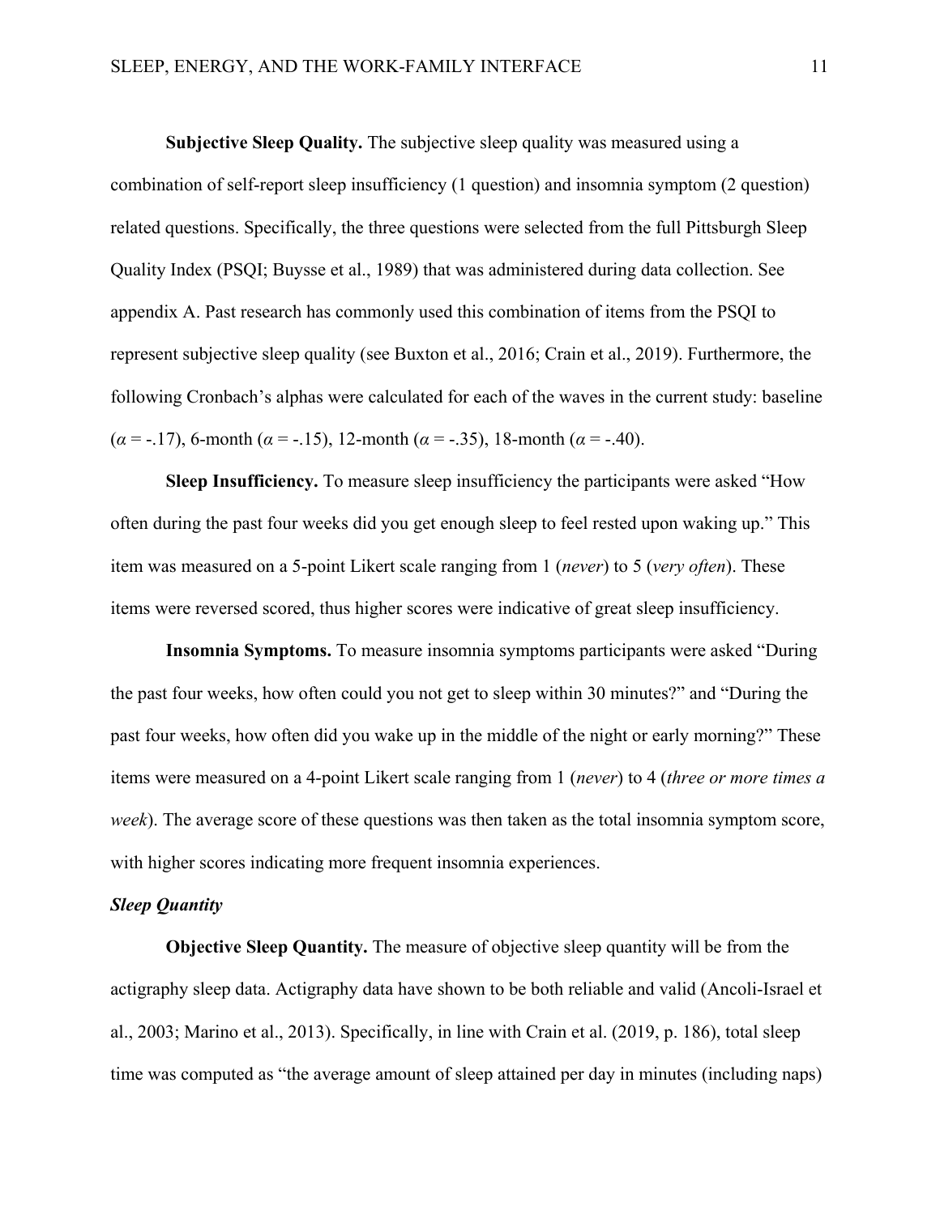**Subjective Sleep Quality.** The subjective sleep quality was measured using a combination of self-report sleep insufficiency (1 question) and insomnia symptom (2 question) related questions. Specifically, the three questions were selected from the full Pittsburgh Sleep Quality Index (PSQI; Buysse et al., 1989) that was administered during data collection. See appendix A. Past research has commonly used this combination of items from the PSQI to represent subjective sleep quality (see Buxton et al., 2016; Crain et al., 2019). Furthermore, the following Cronbach's alphas were calculated for each of the waves in the current study: baseline ($\alpha$ = -.17), 6-month ($\alpha$ = -.15), 12-month ($\alpha$ = -.35), 18-month ($\alpha$ = -.40).

**Sleep Insufficiency.** To measure sleep insufficiency the participants were asked "How often during the past four weeks did you get enough sleep to feel rested upon waking up." This item was measured on a 5-point Likert scale ranging from 1 (*never*) to 5 (*very often*). These items were reversed scored, thus higher scores were indicative of great sleep insufficiency.

**Insomnia Symptoms.** To measure insomnia symptoms participants were asked "During the past four weeks, how often could you not get to sleep within 30 minutes?" and "During the past four weeks, how often did you wake up in the middle of the night or early morning?" These items were measured on a 4-point Likert scale ranging from 1 (*never*) to 4 (*three or more times a week*). The average score of these questions was then taken as the total insomnia symptom score, with higher scores indicating more frequent insomnia experiences.

***Sleep Quantity***

**Objective Sleep Quantity.** The measure of objective sleep quantity will be from the actigraphy sleep data. Actigraphy data have shown to be both reliable and valid (Ancoli-Israel et al., 2003; Marino et al., 2013). Specifically, in line with Crain et al. (2019, p. 186), total sleep time was computed as "the average amount of sleep attained per day in minutes (including naps)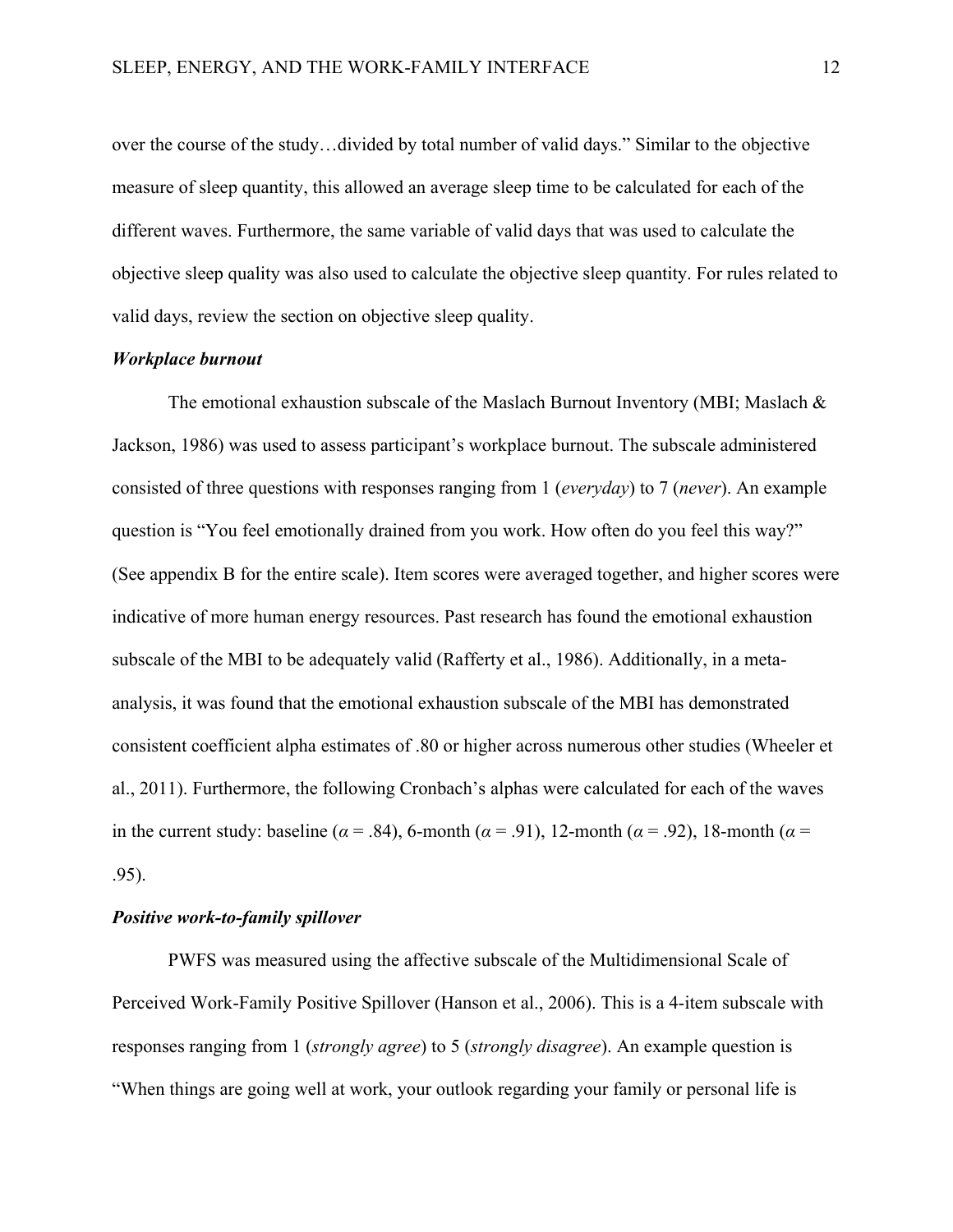over the course of the study…divided by total number of valid days." Similar to the objective measure of sleep quantity, this allowed an average sleep time to be calculated for each of the different waves. Furthermore, the same variable of valid days that was used to calculate the objective sleep quality was also used to calculate the objective sleep quantity. For rules related to valid days, review the section on objective sleep quality.

***Workplace burnout***

The emotional exhaustion subscale of the Maslach Burnout Inventory (MBI; Maslach & Jackson, 1986) was used to assess participant's workplace burnout. The subscale administered consisted of three questions with responses ranging from 1 (*everyday*) to 7 (*never*). An example question is "You feel emotionally drained from you work. How often do you feel this way?" (See appendix B for the entire scale). Item scores were averaged together, and higher scores were indicative of more human energy resources. Past research has found the emotional exhaustion subscale of the MBI to be adequately valid (Rafferty et al., 1986). Additionally, in a meta-analysis, it was found that the emotional exhaustion subscale of the MBI has demonstrated consistent coefficient alpha estimates of .80 or higher across numerous other studies (Wheeler et al., 2011). Furthermore, the following Cronbach's alphas were calculated for each of the waves in the current study: baseline ($\alpha$ = .84), 6-month ($\alpha$ = .91), 12-month ($\alpha$ = .92), 18-month ($\alpha$ = .95).

***Positive work-to-family spillover***

PWFS was measured using the affective subscale of the Multidimensional Scale of Perceived Work-Family Positive Spillover (Hanson et al., 2006). This is a 4-item subscale with responses ranging from 1 (*strongly agree*) to 5 (*strongly disagree*). An example question is "When things are going well at work, your outlook regarding your family or personal life is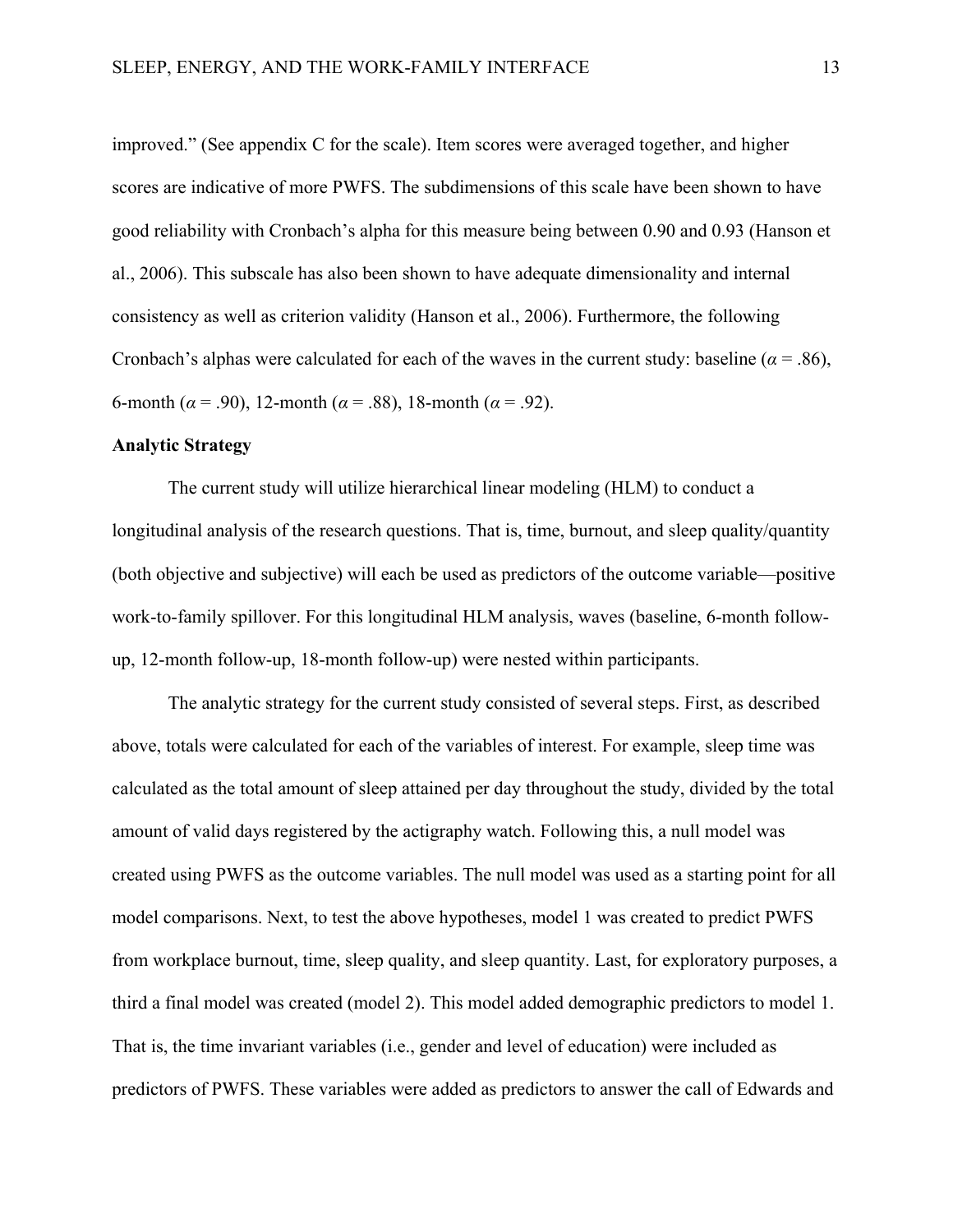improved." (See appendix C for the scale). Item scores were averaged together, and higher scores are indicative of more PWFS. The subdimensions of this scale have been shown to have good reliability with Cronbach's alpha for this measure being between 0.90 and 0.93 (Hanson et al., 2006). This subscale has also been shown to have adequate dimensionality and internal consistency as well as criterion validity (Hanson et al., 2006). Furthermore, the following Cronbach's alphas were calculated for each of the waves in the current study: baseline ($\alpha = .86$), 6-month ($\alpha = .90$), 12-month ($\alpha = .88$), 18-month ($\alpha = .92$).

**Analytic Strategy**

The current study will utilize hierarchical linear modeling (HLM) to conduct a longitudinal analysis of the research questions. That is, time, burnout, and sleep quality/quantity (both objective and subjective) will each be used as predictors of the outcome variable—positive work-to-family spillover. For this longitudinal HLM analysis, waves (baseline, 6-month follow-up, 12-month follow-up, 18-month follow-up) were nested within participants.

The analytic strategy for the current study consisted of several steps. First, as described above, totals were calculated for each of the variables of interest. For example, sleep time was calculated as the total amount of sleep attained per day throughout the study, divided by the total amount of valid days registered by the actigraphy watch. Following this, a null model was created using PWFS as the outcome variables. The null model was used as a starting point for all model comparisons. Next, to test the above hypotheses, model 1 was created to predict PWFS from workplace burnout, time, sleep quality, and sleep quantity. Last, for exploratory purposes, a third a final model was created (model 2). This model added demographic predictors to model 1. That is, the time invariant variables (i.e., gender and level of education) were included as predictors of PWFS. These variables were added as predictors to answer the call of Edwards and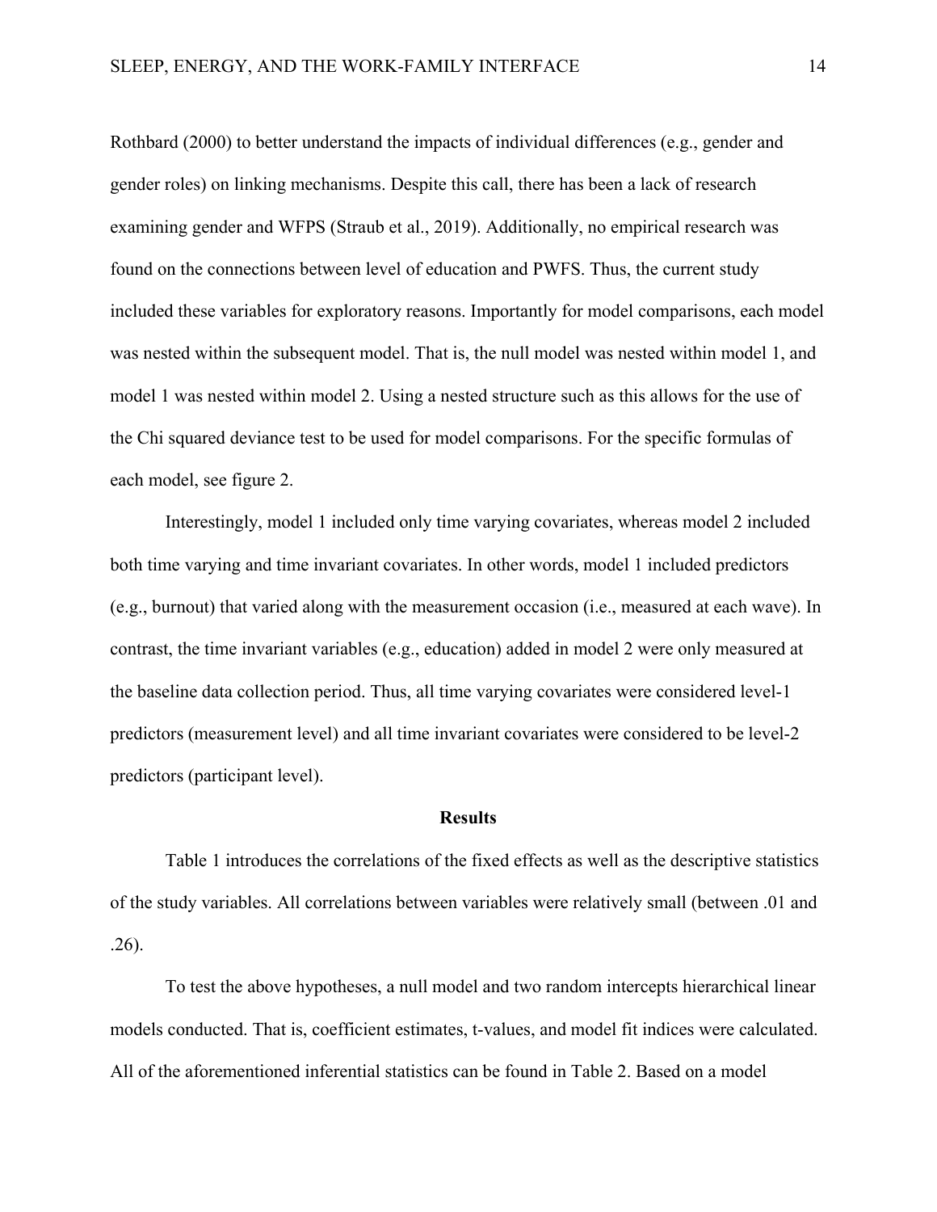Rothbard (2000) to better understand the impacts of individual differences (e.g., gender and gender roles) on linking mechanisms. Despite this call, there has been a lack of research examining gender and WFPS (Straub et al., 2019). Additionally, no empirical research was found on the connections between level of education and PWFS. Thus, the current study included these variables for exploratory reasons. Importantly for model comparisons, each model was nested within the subsequent model. That is, the null model was nested within model 1, and model 1 was nested within model 2. Using a nested structure such as this allows for the use of the Chi squared deviance test to be used for model comparisons. For the specific formulas of each model, see figure 2.

Interestingly, model 1 included only time varying covariates, whereas model 2 included both time varying and time invariant covariates. In other words, model 1 included predictors (e.g., burnout) that varied along with the measurement occasion (i.e., measured at each wave). In contrast, the time invariant variables (e.g., education) added in model 2 were only measured at the baseline data collection period. Thus, all time varying covariates were considered level-1 predictors (measurement level) and all time invariant covariates were considered to be level-2 predictors (participant level).

## Results

Table 1 introduces the correlations of the fixed effects as well as the descriptive statistics of the study variables. All correlations between variables were relatively small (between .01 and .26).

To test the above hypotheses, a null model and two random intercepts hierarchical linear models conducted. That is, coefficient estimates, t-values, and model fit indices were calculated. All of the aforementioned inferential statistics can be found in Table 2. Based on a model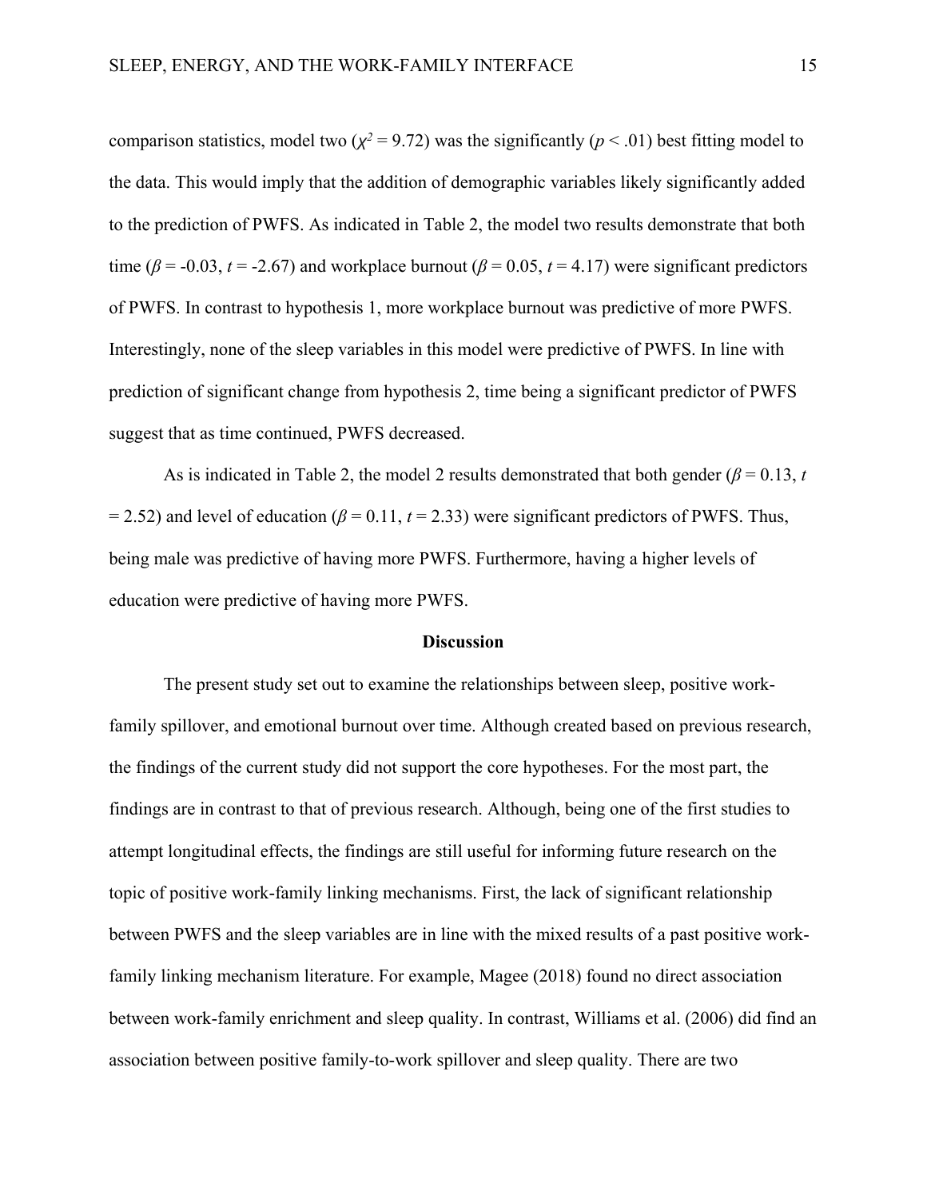comparison statistics, model two ($\chi^2 = 9.72$) was the significantly ($p < .01$) best fitting model to the data. This would imply that the addition of demographic variables likely significantly added to the prediction of PWFS. As indicated in Table 2, the model two results demonstrate that both time ($\beta = -0.03$, $t = -2.67$) and workplace burnout ($\beta = 0.05$, $t = 4.17$) were significant predictors of PWFS. In contrast to hypothesis 1, more workplace burnout was predictive of more PWFS. Interestingly, none of the sleep variables in this model were predictive of PWFS. In line with prediction of significant change from hypothesis 2, time being a significant predictor of PWFS suggest that as time continued, PWFS decreased.

As is indicated in Table 2, the model 2 results demonstrated that both gender ($\beta = 0.13$, $t = 2.52$) and level of education ($\beta = 0.11$, $t = 2.33$) were significant predictors of PWFS. Thus, being male was predictive of having more PWFS. Furthermore, having a higher levels of education were predictive of having more PWFS.

## Discussion

The present study set out to examine the relationships between sleep, positive work-family spillover, and emotional burnout over time. Although created based on previous research, the findings of the current study did not support the core hypotheses. For the most part, the findings are in contrast to that of previous research. Although, being one of the first studies to attempt longitudinal effects, the findings are still useful for informing future research on the topic of positive work-family linking mechanisms. First, the lack of significant relationship between PWFS and the sleep variables are in line with the mixed results of a past positive work-family linking mechanism literature. For example, Magee (2018) found no direct association between work-family enrichment and sleep quality. In contrast, Williams et al. (2006) did find an association between positive family-to-work spillover and sleep quality. There are two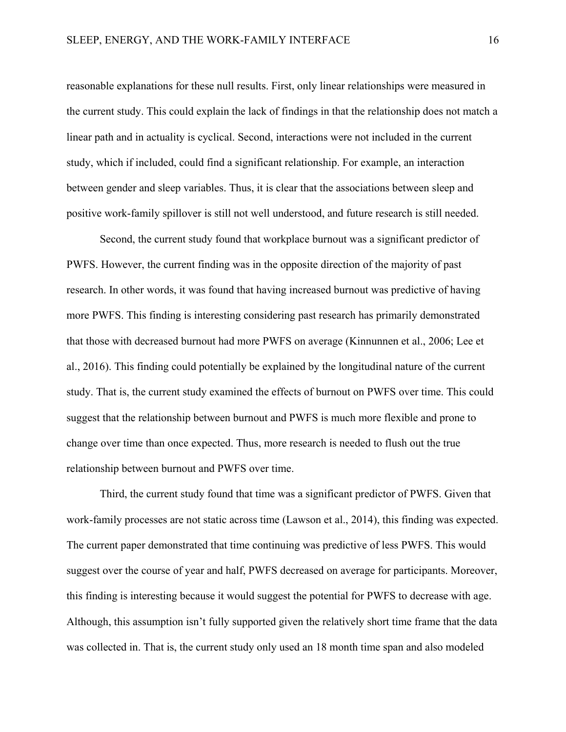reasonable explanations for these null results. First, only linear relationships were measured in the current study. This could explain the lack of findings in that the relationship does not match a linear path and in actuality is cyclical. Second, interactions were not included in the current study, which if included, could find a significant relationship. For example, an interaction between gender and sleep variables. Thus, it is clear that the associations between sleep and positive work-family spillover is still not well understood, and future research is still needed.

Second, the current study found that workplace burnout was a significant predictor of PWFS. However, the current finding was in the opposite direction of the majority of past research. In other words, it was found that having increased burnout was predictive of having more PWFS. This finding is interesting considering past research has primarily demonstrated that those with decreased burnout had more PWFS on average (Kinnunnen et al., 2006; Lee et al., 2016). This finding could potentially be explained by the longitudinal nature of the current study. That is, the current study examined the effects of burnout on PWFS over time. This could suggest that the relationship between burnout and PWFS is much more flexible and prone to change over time than once expected. Thus, more research is needed to flush out the true relationship between burnout and PWFS over time.

Third, the current study found that time was a significant predictor of PWFS. Given that work-family processes are not static across time (Lawson et al., 2014), this finding was expected. The current paper demonstrated that time continuing was predictive of less PWFS. This would suggest over the course of year and half, PWFS decreased on average for participants. Moreover, this finding is interesting because it would suggest the potential for PWFS to decrease with age. Although, this assumption isn't fully supported given the relatively short time frame that the data was collected in. That is, the current study only used an 18 month time span and also modeled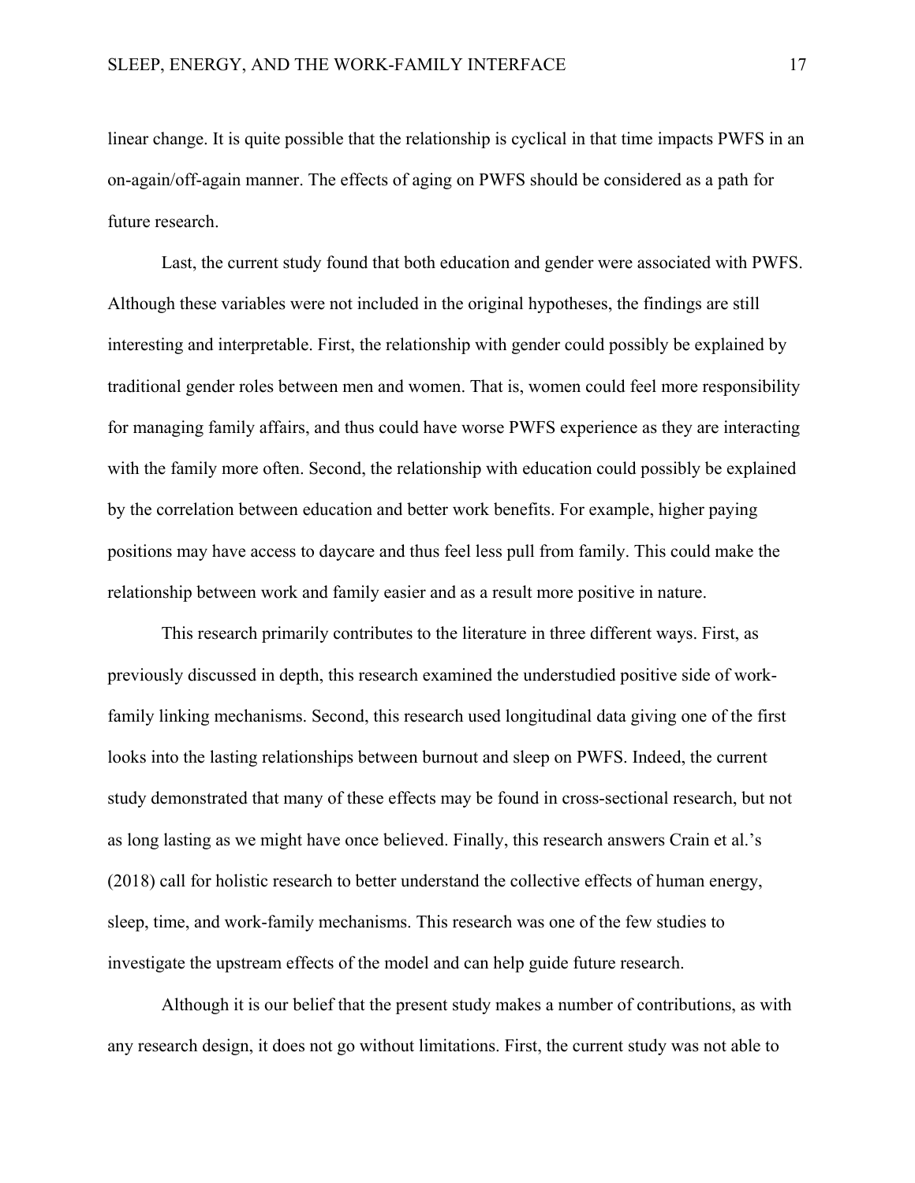linear change. It is quite possible that the relationship is cyclical in that time impacts PWFS in an on-again/off-again manner. The effects of aging on PWFS should be considered as a path for future research.

Last, the current study found that both education and gender were associated with PWFS. Although these variables were not included in the original hypotheses, the findings are still interesting and interpretable. First, the relationship with gender could possibly be explained by traditional gender roles between men and women. That is, women could feel more responsibility for managing family affairs, and thus could have worse PWFS experience as they are interacting with the family more often. Second, the relationship with education could possibly be explained by the correlation between education and better work benefits. For example, higher paying positions may have access to daycare and thus feel less pull from family. This could make the relationship between work and family easier and as a result more positive in nature.

This research primarily contributes to the literature in three different ways. First, as previously discussed in depth, this research examined the understudied positive side of work-family linking mechanisms. Second, this research used longitudinal data giving one of the first looks into the lasting relationships between burnout and sleep on PWFS. Indeed, the current study demonstrated that many of these effects may be found in cross-sectional research, but not as long lasting as we might have once believed. Finally, this research answers Crain et al.'s (2018) call for holistic research to better understand the collective effects of human energy, sleep, time, and work-family mechanisms. This research was one of the few studies to investigate the upstream effects of the model and can help guide future research.

Although it is our belief that the present study makes a number of contributions, as with any research design, it does not go without limitations. First, the current study was not able to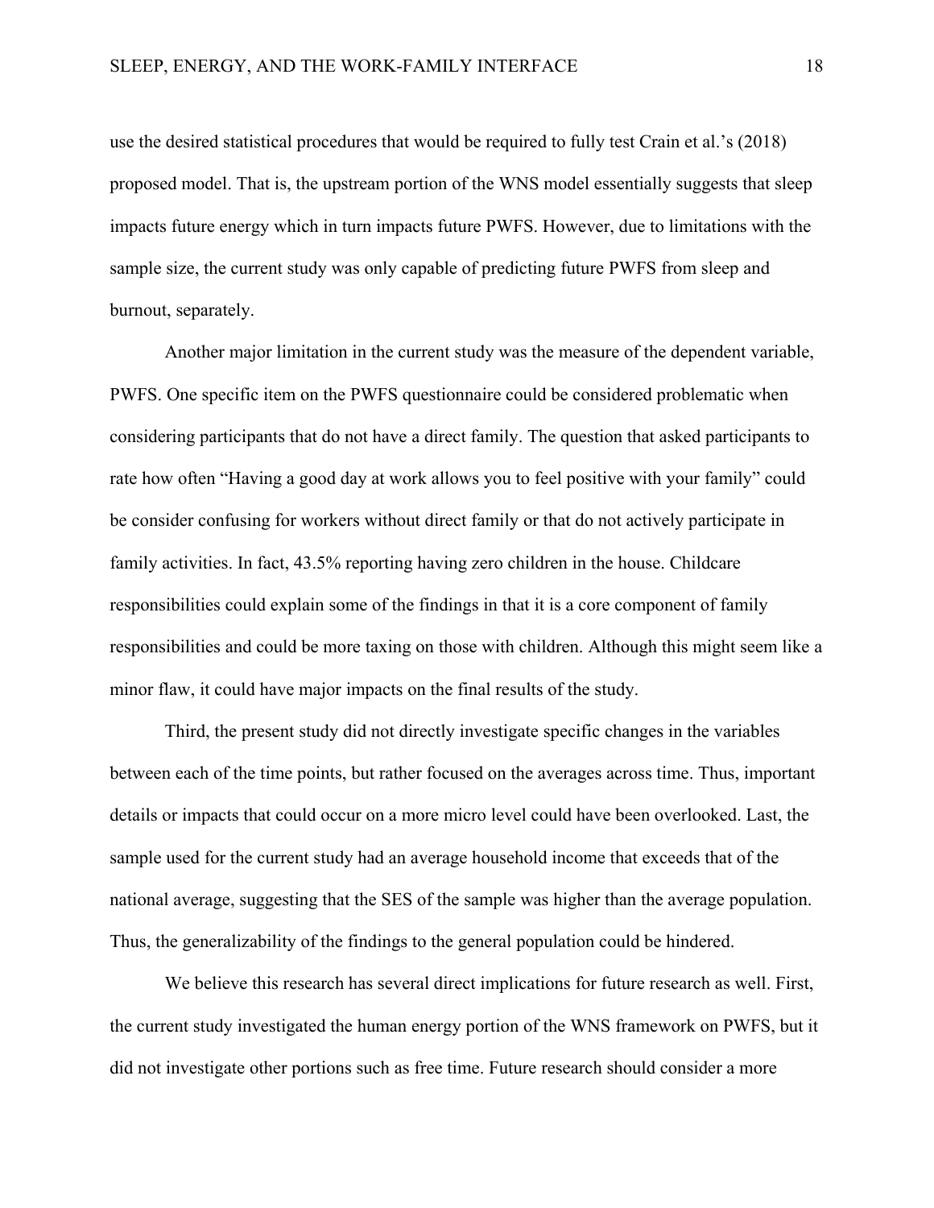use the desired statistical procedures that would be required to fully test Crain et al.'s (2018) proposed model. That is, the upstream portion of the WNS model essentially suggests that sleep impacts future energy which in turn impacts future PWFS. However, due to limitations with the sample size, the current study was only capable of predicting future PWFS from sleep and burnout, separately.

Another major limitation in the current study was the measure of the dependent variable, PWFS. One specific item on the PWFS questionnaire could be considered problematic when considering participants that do not have a direct family. The question that asked participants to rate how often "Having a good day at work allows you to feel positive with your family" could be consider confusing for workers without direct family or that do not actively participate in family activities. In fact, 43.5% reporting having zero children in the house. Childcare responsibilities could explain some of the findings in that it is a core component of family responsibilities and could be more taxing on those with children. Although this might seem like a minor flaw, it could have major impacts on the final results of the study.

Third, the present study did not directly investigate specific changes in the variables between each of the time points, but rather focused on the averages across time. Thus, important details or impacts that could occur on a more micro level could have been overlooked. Last, the sample used for the current study had an average household income that exceeds that of the national average, suggesting that the SES of the sample was higher than the average population. Thus, the generalizability of the findings to the general population could be hindered.

We believe this research has several direct implications for future research as well. First, the current study investigated the human energy portion of the WNS framework on PWFS, but it did not investigate other portions such as free time. Future research should consider a more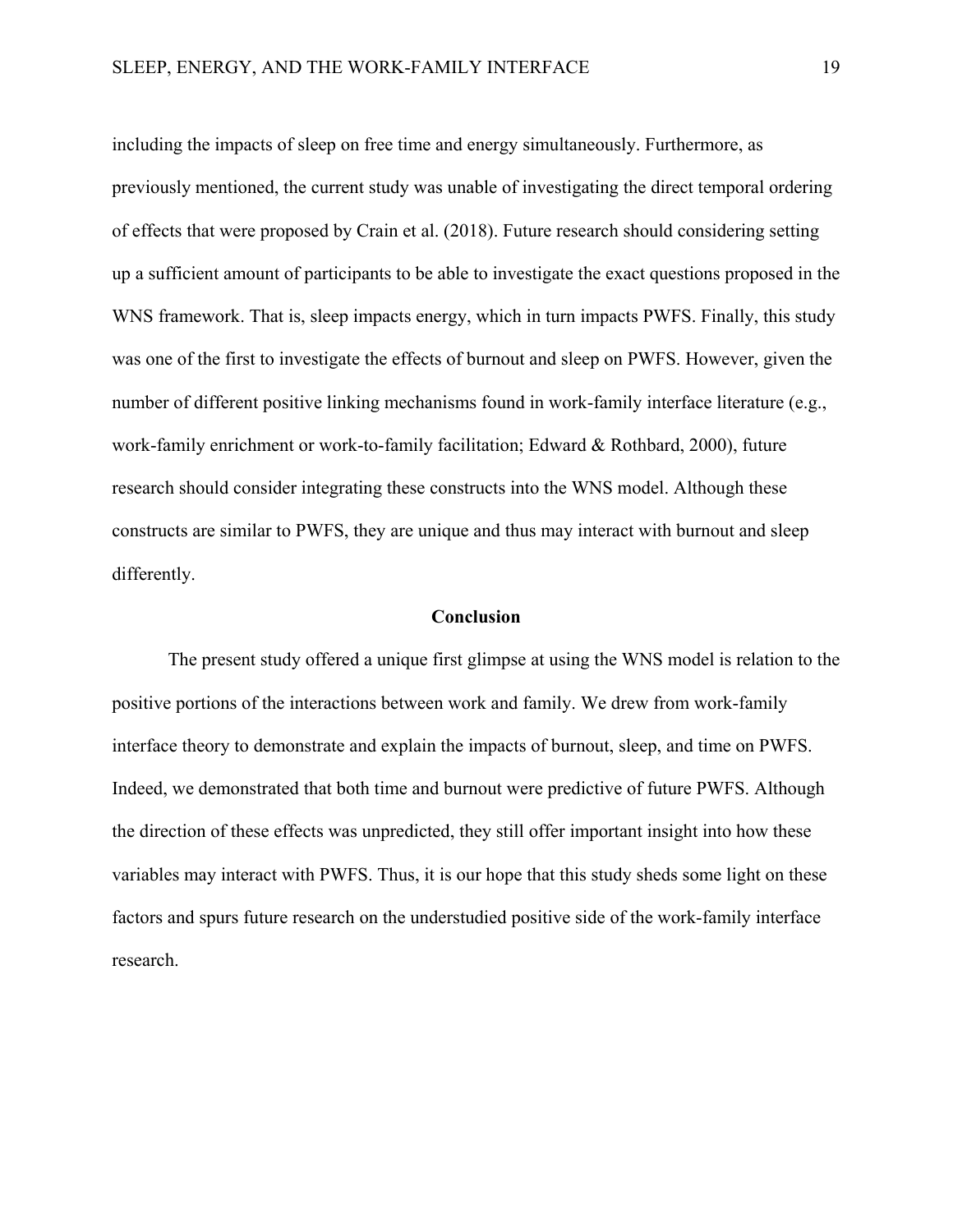including the impacts of sleep on free time and energy simultaneously. Furthermore, as previously mentioned, the current study was unable of investigating the direct temporal ordering of effects that were proposed by Crain et al. (2018). Future research should considering setting up a sufficient amount of participants to be able to investigate the exact questions proposed in the WNS framework. That is, sleep impacts energy, which in turn impacts PWFS. Finally, this study was one of the first to investigate the effects of burnout and sleep on PWFS. However, given the number of different positive linking mechanisms found in work-family interface literature (e.g., work-family enrichment or work-to-family facilitation; Edward & Rothbard, 2000), future research should consider integrating these constructs into the WNS model. Although these constructs are similar to PWFS, they are unique and thus may interact with burnout and sleep differently.

## Conclusion

The present study offered a unique first glimpse at using the WNS model is relation to the positive portions of the interactions between work and family. We drew from work-family interface theory to demonstrate and explain the impacts of burnout, sleep, and time on PWFS. Indeed, we demonstrated that both time and burnout were predictive of future PWFS. Although the direction of these effects was unpredicted, they still offer important insight into how these variables may interact with PWFS. Thus, it is our hope that this study sheds some light on these factors and spurs future research on the understudied positive side of the work-family interface research.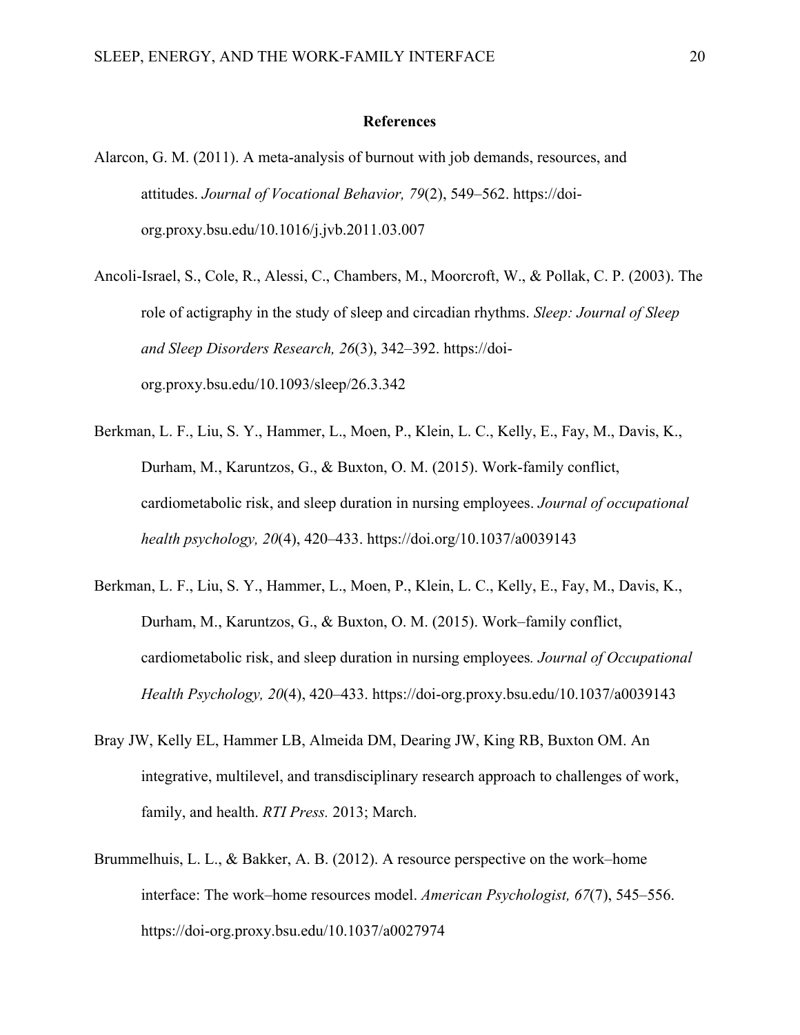# References

Alarcon, G. M. (2011). A meta-analysis of burnout with job demands, resources, and attitudes. *Journal of Vocational Behavior, 79*(2), 549–562. https://doi-org.proxy.bsu.edu/10.1016/j.jvb.2011.03.007

Ancoli-Israel, S., Cole, R., Alessi, C., Chambers, M., Moorcroft, W., & Pollak, C. P. (2003). The role of actigraphy in the study of sleep and circadian rhythms. *Sleep: Journal of Sleep and Sleep Disorders Research, 26*(3), 342–392. https://doi-org.proxy.bsu.edu/10.1093/sleep/26.3.342

Berkman, L. F., Liu, S. Y., Hammer, L., Moen, P., Klein, L. C., Kelly, E., Fay, M., Davis, K., Durham, M., Karuntzos, G., & Buxton, O. M. (2015). Work-family conflict, cardiometabolic risk, and sleep duration in nursing employees. *Journal of occupational health psychology, 20*(4), 420–433. https://doi.org/10.1037/a0039143

Berkman, L. F., Liu, S. Y., Hammer, L., Moen, P., Klein, L. C., Kelly, E., Fay, M., Davis, K., Durham, M., Karuntzos, G., & Buxton, O. M. (2015). Work–family conflict, cardiometabolic risk, and sleep duration in nursing employees*. Journal of Occupational Health Psychology, 20*(4), 420–433. https://doi-org.proxy.bsu.edu/10.1037/a0039143

Bray JW, Kelly EL, Hammer LB, Almeida DM, Dearing JW, King RB, Buxton OM. An integrative, multilevel, and transdisciplinary research approach to challenges of work, family, and health. *RTI Press.* 2013; March.

Brummelhuis, L. L., & Bakker, A. B. (2012). A resource perspective on the work–home interface: The work–home resources model. *American Psychologist, 67*(7), 545–556. https://doi-org.proxy.bsu.edu/10.1037/a0027974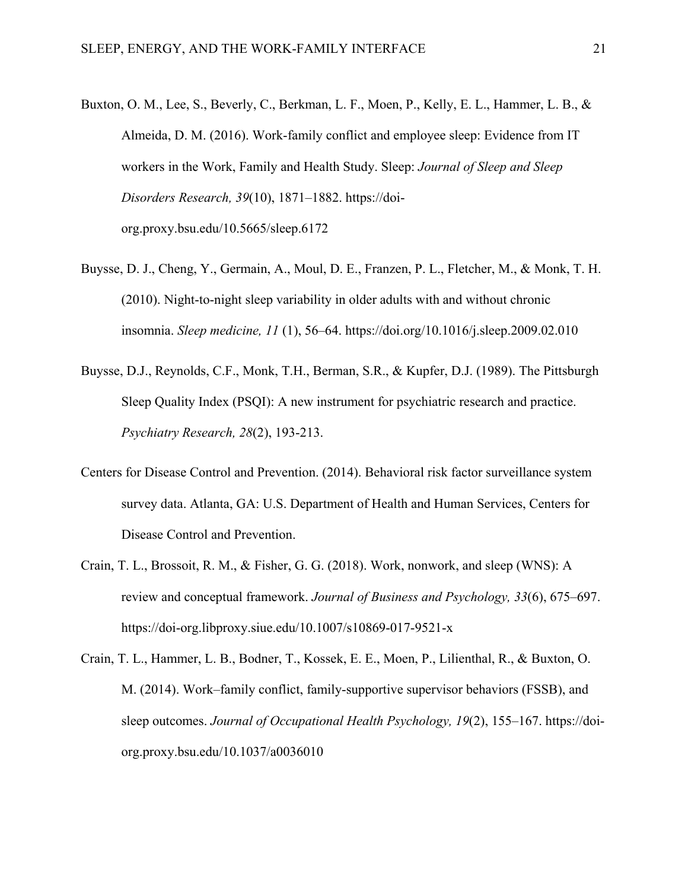Buxton, O. M., Lee, S., Beverly, C., Berkman, L. F., Moen, P., Kelly, E. L., Hammer, L. B., & Almeida, D. M. (2016). Work-family conflict and employee sleep: Evidence from IT workers in the Work, Family and Health Study. Sleep: *Journal of Sleep and Sleep Disorders Research, 39*(10), 1871–1882. https://doi-org.proxy.bsu.edu/10.5665/sleep.6172

Buysse, D. J., Cheng, Y., Germain, A., Moul, D. E., Franzen, P. L., Fletcher, M., & Monk, T. H. (2010). Night-to-night sleep variability in older adults with and without chronic insomnia. *Sleep medicine, 11* (1), 56–64. https://doi.org/10.1016/j.sleep.2009.02.010

Buysse, D.J., Reynolds, C.F., Monk, T.H., Berman, S.R., & Kupfer, D.J. (1989). The Pittsburgh Sleep Quality Index (PSQI): A new instrument for psychiatric research and practice. *Psychiatry Research, 28*(2), 193-213.

Centers for Disease Control and Prevention. (2014). Behavioral risk factor surveillance system survey data. Atlanta, GA: U.S. Department of Health and Human Services, Centers for Disease Control and Prevention.

Crain, T. L., Brossoit, R. M., & Fisher, G. G. (2018). Work, nonwork, and sleep (WNS): A review and conceptual framework. *Journal of Business and Psychology, 33*(6), 675–697. https://doi-org.libproxy.siue.edu/10.1007/s10869-017-9521-x

Crain, T. L., Hammer, L. B., Bodner, T., Kossek, E. E., Moen, P., Lilienthal, R., & Buxton, O. M. (2014). Work–family conflict, family-supportive supervisor behaviors (FSSB), and sleep outcomes. *Journal of Occupational Health Psychology, 19*(2), 155–167. https://doi-org.proxy.bsu.edu/10.1037/a0036010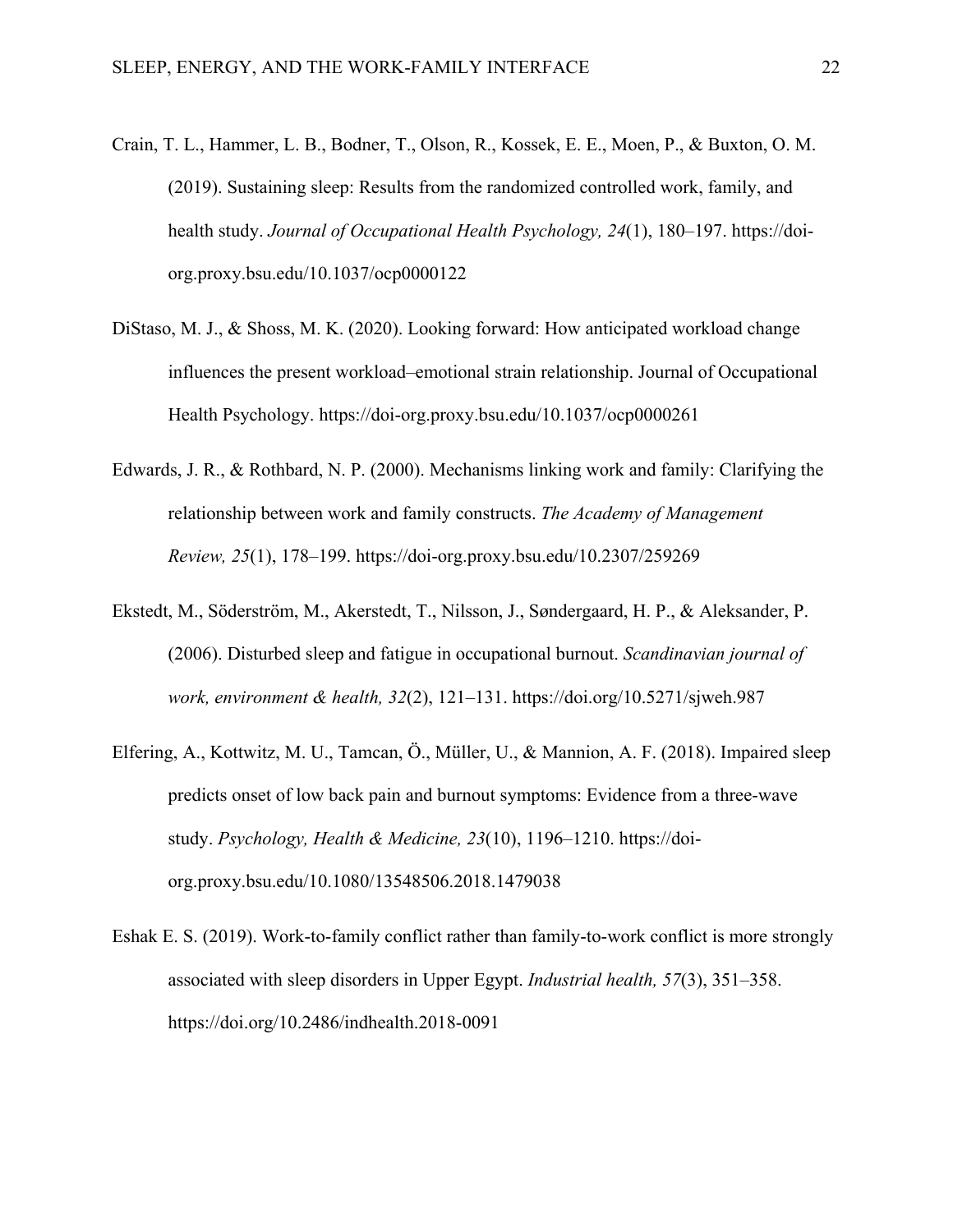Crain, T. L., Hammer, L. B., Bodner, T., Olson, R., Kossek, E. E., Moen, P., & Buxton, O. M. (2019). Sustaining sleep: Results from the randomized controlled work, family, and health study. *Journal of Occupational Health Psychology, 24*(1), 180–197. https://doi-org.proxy.bsu.edu/10.1037/ocp0000122

DiStaso, M. J., & Shoss, M. K. (2020). Looking forward: How anticipated workload change influences the present workload–emotional strain relationship. Journal of Occupational Health Psychology. https://doi-org.proxy.bsu.edu/10.1037/ocp0000261

Edwards, J. R., & Rothbard, N. P. (2000). Mechanisms linking work and family: Clarifying the relationship between work and family constructs. *The Academy of Management Review, 25*(1), 178–199. https://doi-org.proxy.bsu.edu/10.2307/259269

Ekstedt, M., Söderström, M., Akerstedt, T., Nilsson, J., Søndergaard, H. P., & Aleksander, P. (2006). Disturbed sleep and fatigue in occupational burnout. *Scandinavian journal of work, environment & health, 32*(2), 121–131. https://doi.org/10.5271/sjweh.987

Elfering, A., Kottwitz, M. U., Tamcan, Ö., Müller, U., & Mannion, A. F. (2018). Impaired sleep predicts onset of low back pain and burnout symptoms: Evidence from a three-wave study. *Psychology, Health & Medicine, 23*(10), 1196–1210. https://doi-org.proxy.bsu.edu/10.1080/13548506.2018.1479038

Eshak E. S. (2019). Work-to-family conflict rather than family-to-work conflict is more strongly associated with sleep disorders in Upper Egypt. *Industrial health, 57*(3), 351–358. https://doi.org/10.2486/indhealth.2018-0091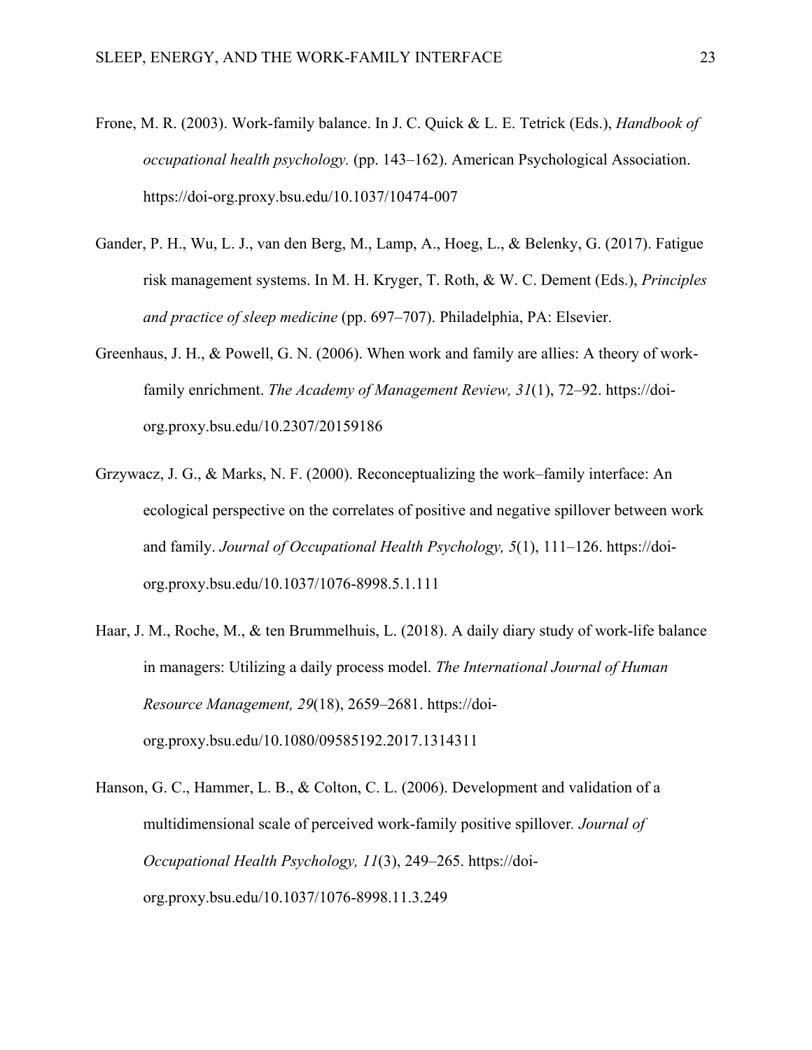Frone, M. R. (2003). Work-family balance. In J. C. Quick & L. E. Tetrick (Eds.), *Handbook of occupational health psychology.* (pp. 143–162). American Psychological Association. https://doi-org.proxy.bsu.edu/10.1037/10474-007

Gander, P. H., Wu, L. J., van den Berg, M., Lamp, A., Hoeg, L., & Belenky, G. (2017). Fatigue risk management systems. In M. H. Kryger, T. Roth, & W. C. Dement (Eds.), *Principles and practice of sleep medicine* (pp. 697–707). Philadelphia, PA: Elsevier.

Greenhaus, J. H., & Powell, G. N. (2006). When work and family are allies: A theory of work-family enrichment. *The Academy of Management Review, 31*(1), 72–92. https://doi-org.proxy.bsu.edu/10.2307/20159186

Grzywacz, J. G., & Marks, N. F. (2000). Reconceptualizing the work–family interface: An ecological perspective on the correlates of positive and negative spillover between work and family. *Journal of Occupational Health Psychology, 5*(1), 111–126. https://doi-org.proxy.bsu.edu/10.1037/1076-8998.5.1.111

Haar, J. M., Roche, M., & ten Brummelhuis, L. (2018). A daily diary study of work-life balance in managers: Utilizing a daily process model. *The International Journal of Human Resource Management, 29*(18), 2659–2681. https://doi-org.proxy.bsu.edu/10.1080/09585192.2017.1314311

Hanson, G. C., Hammer, L. B., & Colton, C. L. (2006). Development and validation of a multidimensional scale of perceived work-family positive spillover. *Journal of Occupational Health Psychology, 11*(3), 249–265. https://doi-org.proxy.bsu.edu/10.1037/1076-8998.11.3.249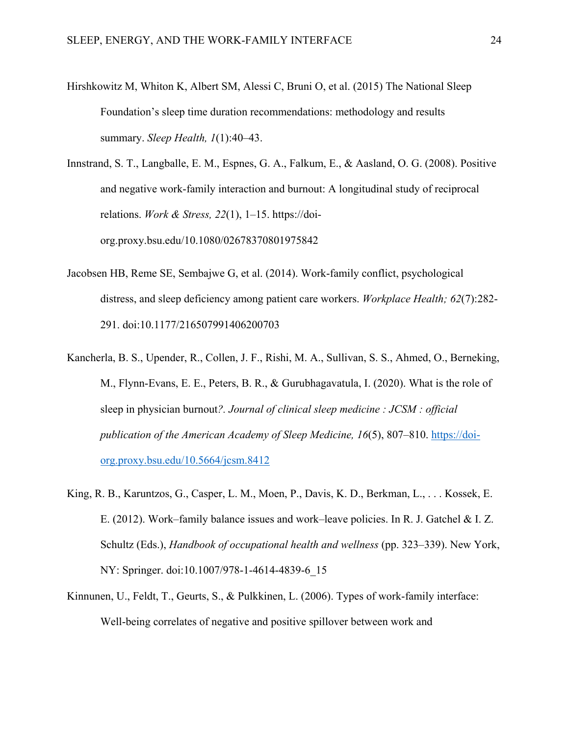Hirshkowitz M, Whiton K, Albert SM, Alessi C, Bruni O, et al. (2015) The National Sleep Foundation's sleep time duration recommendations: methodology and results summary. *Sleep Health, 1*(1):40–43.

Innstrand, S. T., Langballe, E. M., Espnes, G. A., Falkum, E., & Aasland, O. G. (2008). Positive and negative work-family interaction and burnout: A longitudinal study of reciprocal relations. *Work & Stress, 22*(1), 1–15. https://doi-org.proxy.bsu.edu/10.1080/02678370801975842

Jacobsen HB, Reme SE, Sembajwe G, et al. (2014). Work-family conflict, psychological distress, and sleep deficiency among patient care workers. *Workplace Health; 62*(7):282-291. doi:10.1177/216507991406200703

Kancherla, B. S., Upender, R., Collen, J. F., Rishi, M. A., Sullivan, S. S., Ahmed, O., Berneking, M., Flynn-Evans, E. E., Peters, B. R., & Gurubhagavatula, I. (2020). What is the role of sleep in physician burnout?. *Journal of clinical sleep medicine : JCSM : official publication of the American Academy of Sleep Medicine, 16*(5), 807–810. https://doi-org.proxy.bsu.edu/10.5664/jcsm.8412

King, R. B., Karuntzos, G., Casper, L. M., Moen, P., Davis, K. D., Berkman, L., . . . Kossek, E. E. (2012). Work–family balance issues and work–leave policies. In R. J. Gatchel & I. Z. Schultz (Eds.), *Handbook of occupational health and wellness* (pp. 323–339). New York, NY: Springer. doi:10.1007/978-1-4614-4839-6_15

Kinnunen, U., Feldt, T., Geurts, S., & Pulkkinen, L. (2006). Types of work-family interface: Well-being correlates of negative and positive spillover between work and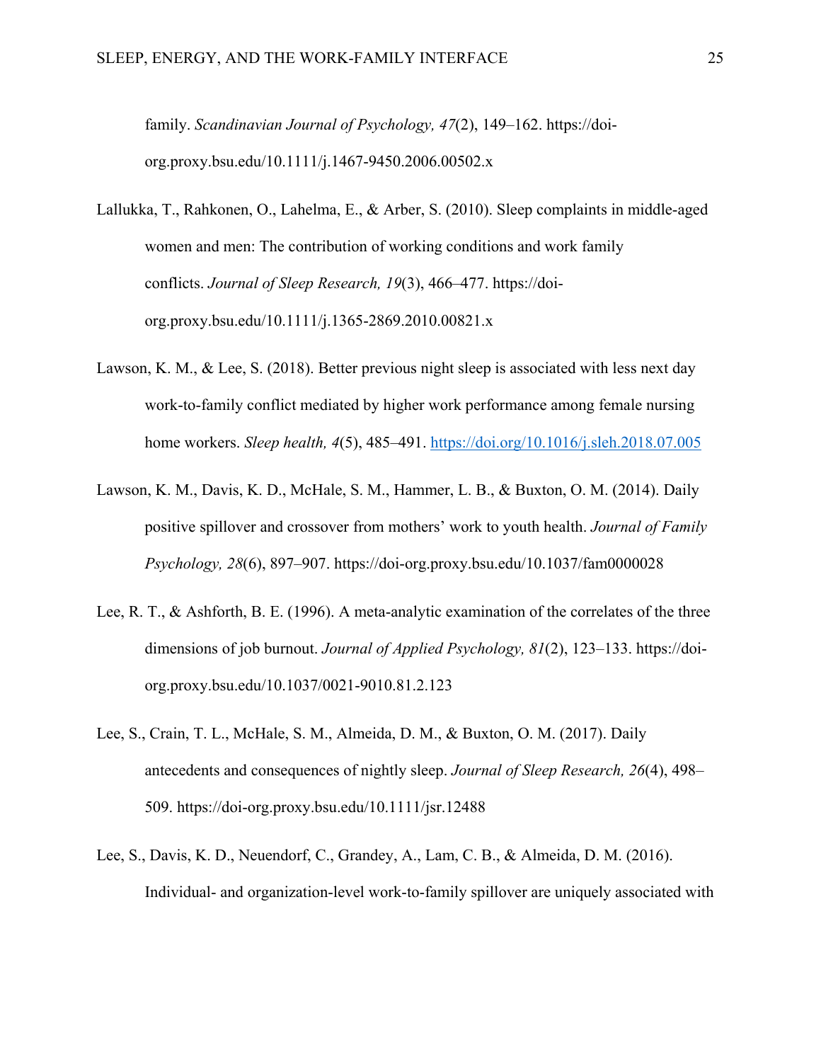family. *Scandinavian Journal of Psychology, 47*(2), 149–162. https://doi-org.proxy.bsu.edu/10.1111/j.1467-9450.2006.00502.x

Lallukka, T., Rahkonen, O., Lahelma, E., & Arber, S. (2010). Sleep complaints in middle-aged women and men: The contribution of working conditions and work family conflicts. *Journal of Sleep Research, 19*(3), 466–477. https://doi-org.proxy.bsu.edu/10.1111/j.1365-2869.2010.00821.x

Lawson, K. M., & Lee, S. (2018). Better previous night sleep is associated with less next day work-to-family conflict mediated by higher work performance among female nursing home workers. *Sleep health, 4*(5), 485–491. https://doi.org/10.1016/j.sleh.2018.07.005

Lawson, K. M., Davis, K. D., McHale, S. M., Hammer, L. B., & Buxton, O. M. (2014). Daily positive spillover and crossover from mothers' work to youth health. *Journal of Family Psychology, 28*(6), 897–907. https://doi-org.proxy.bsu.edu/10.1037/fam0000028

Lee, R. T., & Ashforth, B. E. (1996). A meta-analytic examination of the correlates of the three dimensions of job burnout. *Journal of Applied Psychology, 81*(2), 123–133. https://doi-org.proxy.bsu.edu/10.1037/0021-9010.81.2.123

Lee, S., Crain, T. L., McHale, S. M., Almeida, D. M., & Buxton, O. M. (2017). Daily antecedents and consequences of nightly sleep. *Journal of Sleep Research, 26*(4), 498–509. https://doi-org.proxy.bsu.edu/10.1111/jsr.12488

Lee, S., Davis, K. D., Neuendorf, C., Grandey, A., Lam, C. B., & Almeida, D. M. (2016). Individual- and organization-level work-to-family spillover are uniquely associated with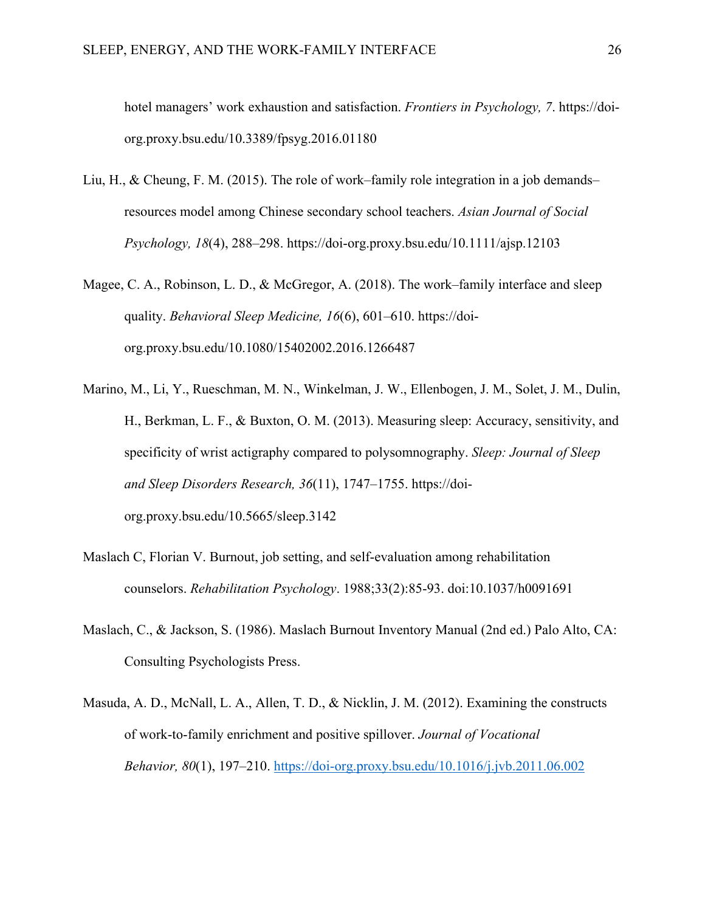hotel managers' work exhaustion and satisfaction. *Frontiers in Psychology, 7*. https://doi-org.proxy.bsu.edu/10.3389/fpsyg.2016.01180

Liu, H., & Cheung, F. M. (2015). The role of work–family role integration in a job demands–resources model among Chinese secondary school teachers. *Asian Journal of Social Psychology, 18*(4), 288–298. https://doi-org.proxy.bsu.edu/10.1111/ajsp.12103

Magee, C. A., Robinson, L. D., & McGregor, A. (2018). The work–family interface and sleep quality. *Behavioral Sleep Medicine, 16*(6), 601–610. https://doi-org.proxy.bsu.edu/10.1080/15402002.2016.1266487

Marino, M., Li, Y., Rueschman, M. N., Winkelman, J. W., Ellenbogen, J. M., Solet, J. M., Dulin, H., Berkman, L. F., & Buxton, O. M. (2013). Measuring sleep: Accuracy, sensitivity, and specificity of wrist actigraphy compared to polysomnography. *Sleep: Journal of Sleep and Sleep Disorders Research, 36*(11), 1747–1755. https://doi-org.proxy.bsu.edu/10.5665/sleep.3142

Maslach C, Florian V. Burnout, job setting, and self-evaluation among rehabilitation counselors. *Rehabilitation Psychology*. 1988;33(2):85-93. doi:10.1037/h0091691

Maslach, C., & Jackson, S. (1986). Maslach Burnout Inventory Manual (2nd ed.) Palo Alto, CA: Consulting Psychologists Press.

Masuda, A. D., McNall, L. A., Allen, T. D., & Nicklin, J. M. (2012). Examining the constructs of work-to-family enrichment and positive spillover. *Journal of Vocational Behavior, 80*(1), 197–210. https://doi-org.proxy.bsu.edu/10.1016/j.jvb.2011.06.002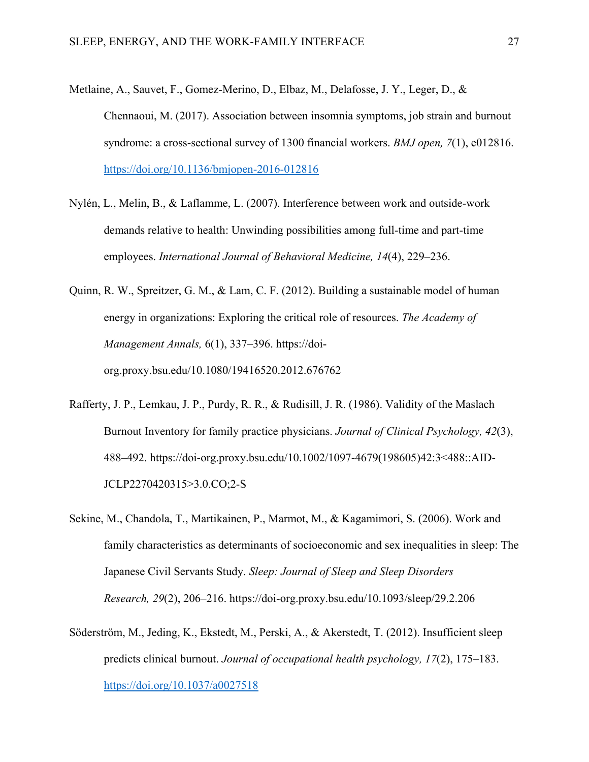Metlaine, A., Sauvet, F., Gomez-Merino, D., Elbaz, M., Delafosse, J. Y., Leger, D., & Chennaoui, M. (2017). Association between insomnia symptoms, job strain and burnout syndrome: a cross-sectional survey of 1300 financial workers. *BMJ open, 7*(1), e012816. https://doi.org/10.1136/bmjopen-2016-012816

Nylén, L., Melin, B., & Laflamme, L. (2007). Interference between work and outside-work demands relative to health: Unwinding possibilities among full-time and part-time employees. *International Journal of Behavioral Medicine, 14*(4), 229–236.

Quinn, R. W., Spreitzer, G. M., & Lam, C. F. (2012). Building a sustainable model of human energy in organizations: Exploring the critical role of resources. *The Academy of Management Annals,* 6(1), 337–396. https://doi-org.proxy.bsu.edu/10.1080/19416520.2012.676762

Rafferty, J. P., Lemkau, J. P., Purdy, R. R., & Rudisill, J. R. (1986). Validity of the Maslach Burnout Inventory for family practice physicians. *Journal of Clinical Psychology, 42*(3), 488–492. https://doi-org.proxy.bsu.edu/10.1002/1097-4679(198605)42:3<488::AID-JCLP2270420315>3.0.CO;2-S

Sekine, M., Chandola, T., Martikainen, P., Marmot, M., & Kagamimori, S. (2006). Work and family characteristics as determinants of socioeconomic and sex inequalities in sleep: The Japanese Civil Servants Study. *Sleep: Journal of Sleep and Sleep Disorders Research, 29*(2), 206–216. https://doi-org.proxy.bsu.edu/10.1093/sleep/29.2.206

Söderström, M., Jeding, K., Ekstedt, M., Perski, A., & Akerstedt, T. (2012). Insufficient sleep predicts clinical burnout. *Journal of occupational health psychology, 17*(2), 175–183. https://doi.org/10.1037/a0027518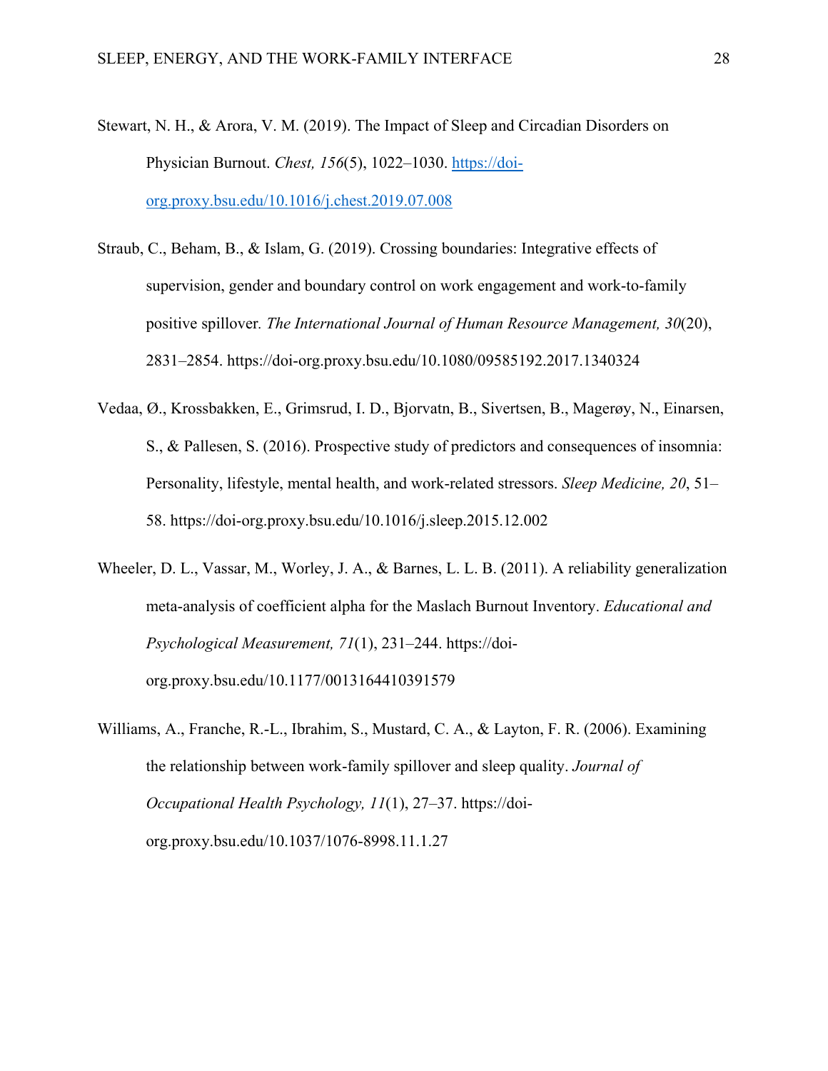Stewart, N. H., & Arora, V. M. (2019). The Impact of Sleep and Circadian Disorders on Physician Burnout. *Chest, 156*(5), 1022–1030. https://doi-org.proxy.bsu.edu/10.1016/j.chest.2019.07.008

Straub, C., Beham, B., & Islam, G. (2019). Crossing boundaries: Integrative effects of supervision, gender and boundary control on work engagement and work-to-family positive spillover. *The International Journal of Human Resource Management, 30*(20), 2831–2854. https://doi-org.proxy.bsu.edu/10.1080/09585192.2017.1340324

Vedaa, Ø., Krossbakken, E., Grimsrud, I. D., Bjorvatn, B., Sivertsen, B., Magerøy, N., Einarsen, S., & Pallesen, S. (2016). Prospective study of predictors and consequences of insomnia: Personality, lifestyle, mental health, and work-related stressors. *Sleep Medicine, 20*, 51–58. https://doi-org.proxy.bsu.edu/10.1016/j.sleep.2015.12.002

Wheeler, D. L., Vassar, M., Worley, J. A., & Barnes, L. L. B. (2011). A reliability generalization meta-analysis of coefficient alpha for the Maslach Burnout Inventory. *Educational and Psychological Measurement, 71*(1), 231–244. https://doi-org.proxy.bsu.edu/10.1177/0013164410391579

Williams, A., Franche, R.-L., Ibrahim, S., Mustard, C. A., & Layton, F. R. (2006). Examining the relationship between work-family spillover and sleep quality. *Journal of Occupational Health Psychology, 11*(1), 27–37. https://doi-org.proxy.bsu.edu/10.1037/1076-8998.11.1.27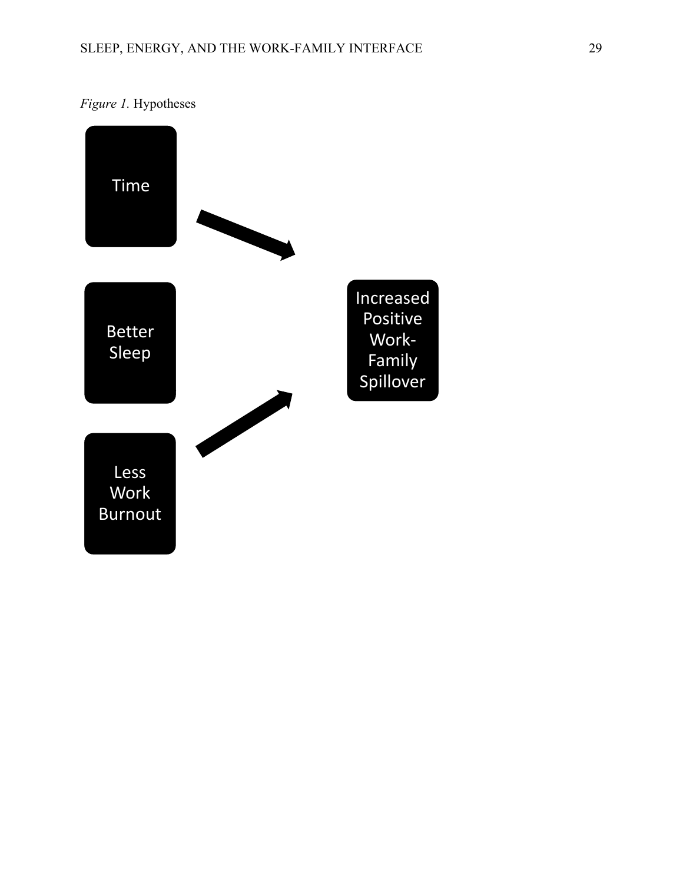*Figure 1*. Hypotheses

Time

Better Sleep

Less Work Burnout

Increased Positive Work-Family Spillover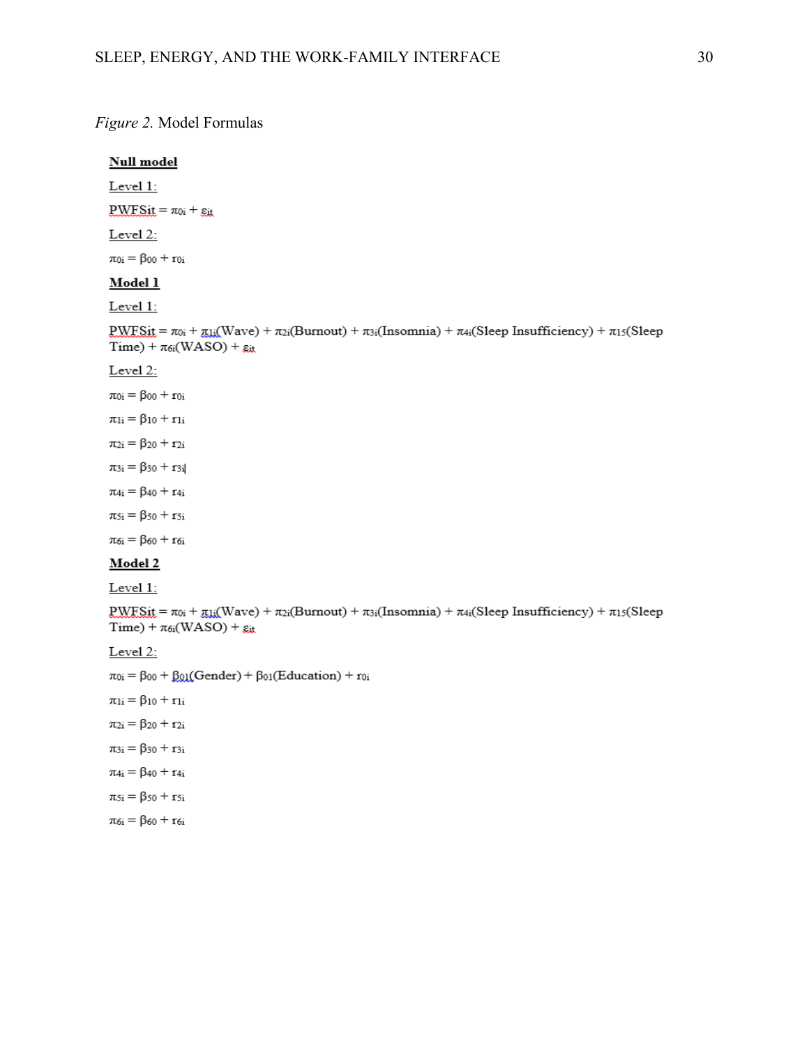*Figure 2.* Model Formulas

**Null model**

Level 1:

$PWFS_{it} = \pi_{0i} + \varepsilon_{it}$

Level 2:

$\pi_{0i} = \beta_{00} + r_{0i}$

**Model 1**

Level 1:

$PWFS_{it} = \pi_{0i} + \pi_{1i}(\text{Wave}) + \pi_{2i}(\text{Burnout}) + \pi_{3i}(\text{Insomnia}) + \pi_{4i}(\text{Sleep Insufficiency}) + \pi_{15}(\text{Sleep Time}) + \pi_{6i}(\text{WASO}) + \varepsilon_{it}$

Level 2:

$\pi_{0i} = \beta_{00} + r_{0i}$

$\pi_{1i} = \beta_{10} + r_{1i}$

$\pi_{2i} = \beta_{20} + r_{2i}$

$\pi_{3i} = \beta_{30} + r_{3i}$

$\pi_{4i} = \beta_{40} + r_{4i}$

$\pi_{5i} = \beta_{50} + r_{5i}$

$\pi_{6i} = \beta_{60} + r_{6i}$

**Model 2**

Level 1:

$PWFS_{it} = \pi_{0i} + \pi_{1i}(\text{Wave}) + \pi_{2i}(\text{Burnout}) + \pi_{3i}(\text{Insomnia}) + \pi_{4i}(\text{Sleep Insufficiency}) + \pi_{15}(\text{Sleep Time}) + \pi_{6i}(\text{WASO}) + \varepsilon_{it}$

Level 2:

$\pi_{0i} = \beta_{00} + \beta_{01}(\text{Gender}) + \beta_{01}(\text{Education}) + r_{0i}$

$\pi_{1i} = \beta_{10} + r_{1i}$

$\pi_{2i} = \beta_{20} + r_{2i}$

$\pi_{3i} = \beta_{30} + r_{3i}$

$\pi_{4i} = \beta_{40} + r_{4i}$

$\pi_{5i} = \beta_{50} + r_{5i}$

$\pi_{6i} = \beta_{60} + r_{6i}$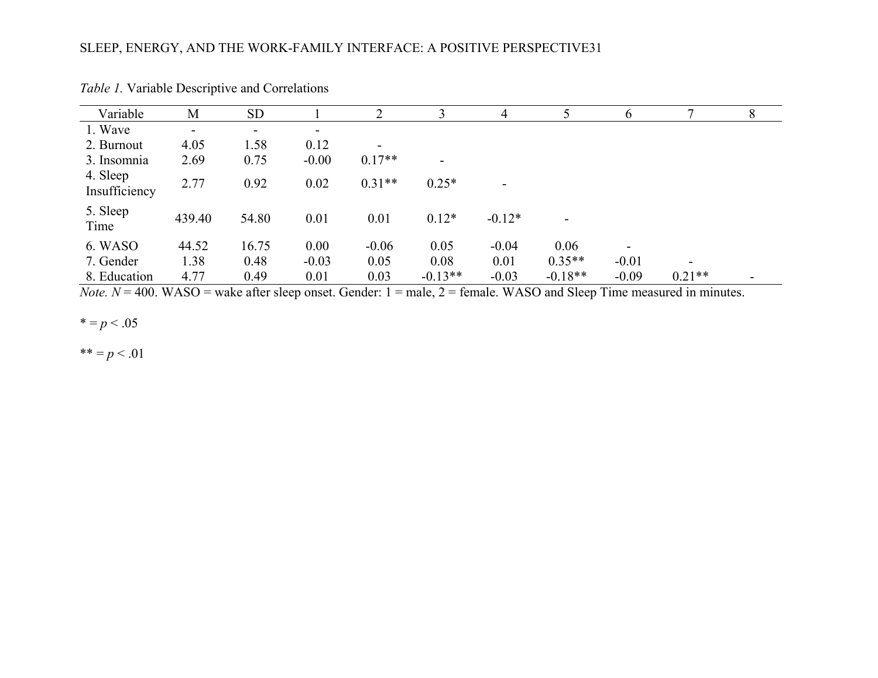*Table 1.* Variable Descriptive and Correlations

| Variable | M | SD | 1 | 2 | 3 | 4 | 5 | 6 | 7 | 8 |
|---|---|---|---|---|---|---|---|---|---|---|
| 1. Wave | - | - | - | | | | | | | |
| 2. Burnout | 4.05 | 1.58 | 0.12 | - | | | | | | |
| 3. Insomnia | 2.69 | 0.75 | -0.00 | 0.17** | - | | | | | |
| 4. Sleep Insufficiency | 2.77 | 0.92 | 0.02 | 0.31** | 0.25* | - | | | | |
| 5. Sleep Time | 439.40 | 54.80 | 0.01 | 0.01 | 0.12* | -0.12* | - | | | |
| 6. WASO | 44.52 | 16.75 | 0.00 | -0.06 | 0.05 | -0.04 | 0.06 | - | | |
| 7. Gender | 1.38 | 0.48 | -0.03 | 0.05 | 0.08 | 0.01 | 0.35** | -0.01 | - | |
| 8. Education | 4.77 | 0.49 | 0.01 | 0.03 | -0.13** | -0.03 | -0.18** | -0.09 | 0.21** | - |

*Note. N* = 400. WASO = wake after sleep onset. Gender: 1 = male, 2 = female. WASO and Sleep Time measured in minutes.

* = $p < .05$

** = $p < .01$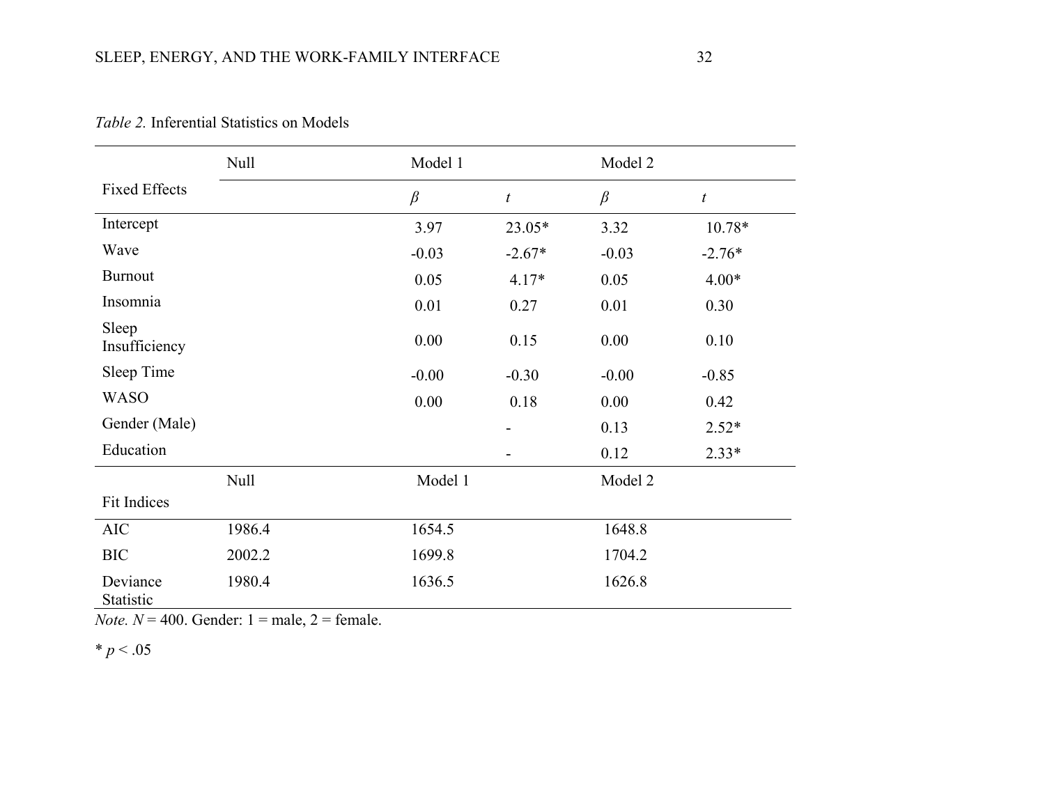*Table 2.* Inferential Statistics on Models

| Fixed Effects | Null | Model 1 | | Model 2 | |
|---|---|---|---|---|---|
| | | $\beta$ | $t$ | $\beta$ | $t$ |
| Intercept | | 3.97 | 23.05* | 3.32 | 10.78* |
| Wave | | -0.03 | -2.67* | -0.03 | -2.76* |
| Burnout | | 0.05 | 4.17* | 0.05 | 4.00* |
| Insomnia | | 0.01 | 0.27 | 0.01 | 0.30 |
| Sleep Insufficiency | | 0.00 | 0.15 | 0.00 | 0.10 |
| Sleep Time | | -0.00 | -0.30 | -0.00 | -0.85 |
| WASO | | 0.00 | 0.18 | 0.00 | 0.42 |
| Gender (Male) | | | - | 0.13 | 2.52* |
| Education | | | - | 0.12 | 2.33* |
| **Fit Indices** | **Null** | **Model 1** | | **Model 2** | |
| AIC | 1986.4 | 1654.5 | | 1648.8 | |
| BIC | 2002.2 | 1699.8 | | 1704.2 | |
| Deviance Statistic | 1980.4 | 1636.5 | | 1626.8 | |

*Note. N* = 400. Gender: 1 = male, 2 = female.

* $p < .05$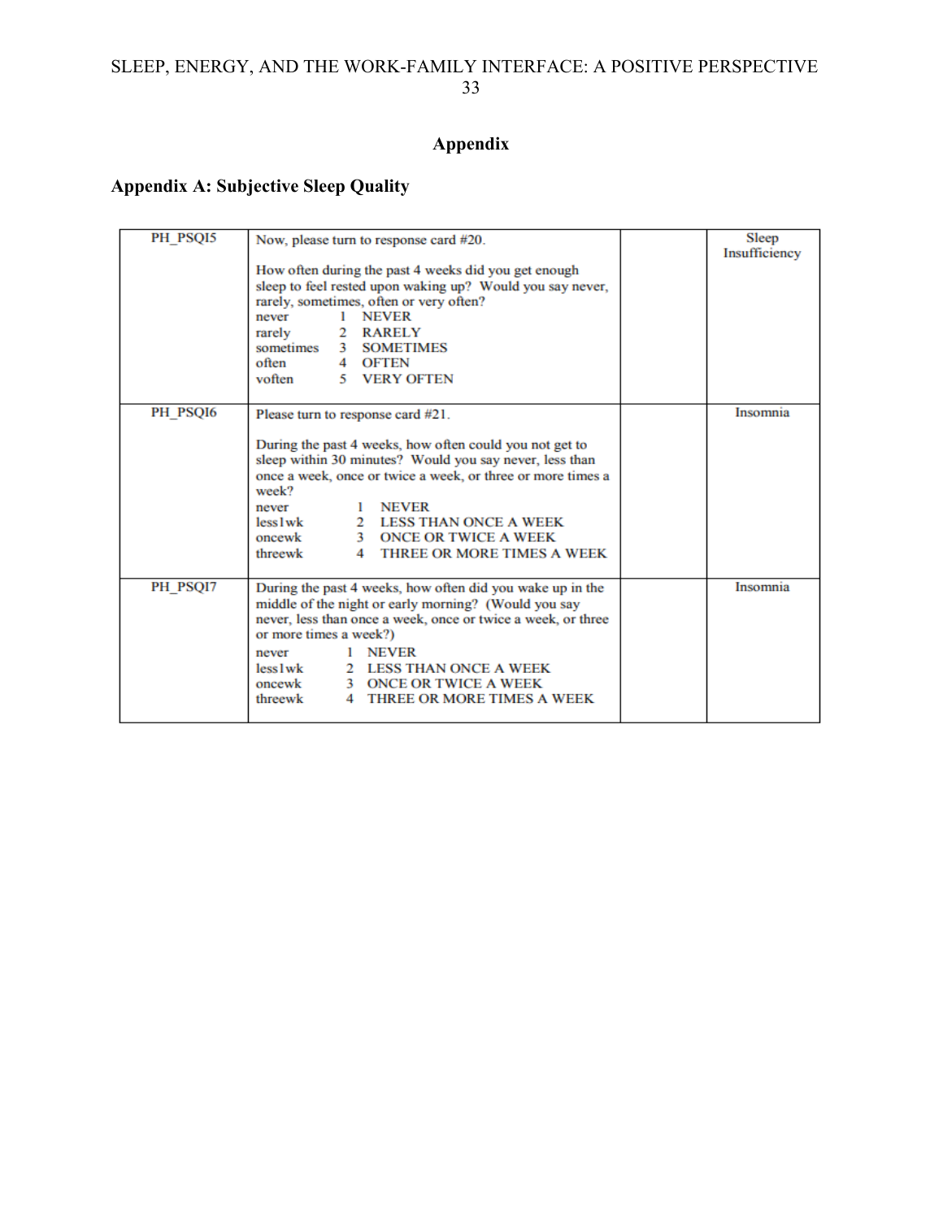# Appendix

## Appendix A: Subjective Sleep Quality

| | | | |
|---|---|---|---|
| PH_PSQI5 | Now, please turn to response card #20.<br><br>How often during the past 4 weeks did you get enough sleep to feel rested upon waking up? Would you say never, rarely, sometimes, often or very often?<br>never 1 NEVER<br>rarely 2 RARELY<br>sometimes 3 SOMETIMES<br>often 4 OFTEN<br>voften 5 VERY OFTEN | | Sleep Insufficiency |
| PH_PSQI6 | Please turn to response card #21.<br><br>During the past 4 weeks, how often could you not get to sleep within 30 minutes? Would you say never, less than once a week, once or twice a week, or three or more times a week?<br>never 1 NEVER<br>less1wk 2 LESS THAN ONCE A WEEK<br>oncewk 3 ONCE OR TWICE A WEEK<br>threewk 4 THREE OR MORE TIMES A WEEK | | Insomnia |
| PH_PSQI7 | During the past 4 weeks, how often did you wake up in the middle of the night or early morning? (Would you say never, less than once a week, once or twice a week, or three or more times a week?)<br>never 1 NEVER<br>less1wk 2 LESS THAN ONCE A WEEK<br>oncewk 3 ONCE OR TWICE A WEEK<br>threewk 4 THREE OR MORE TIMES A WEEK | | Insomnia |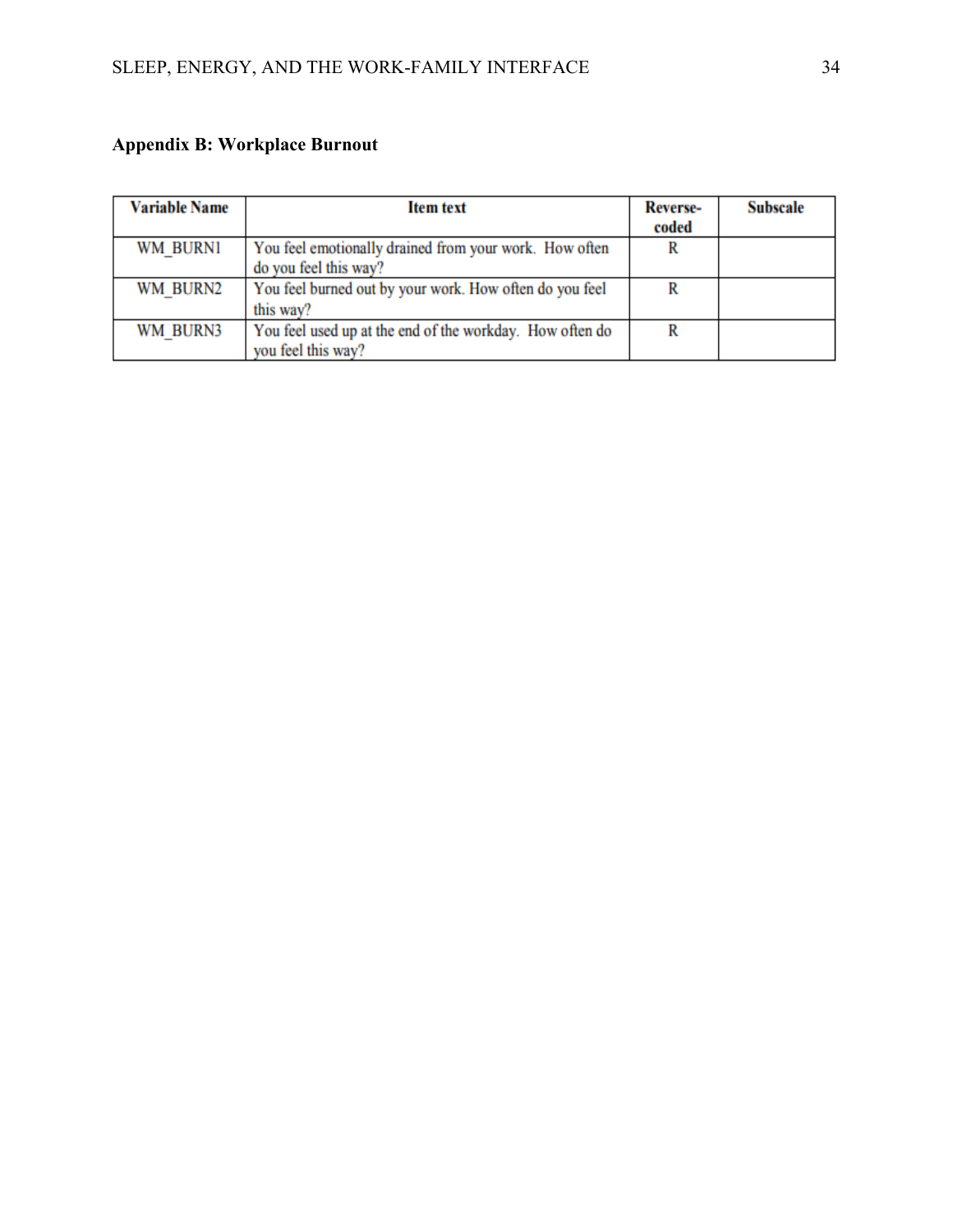## Appendix B: Workplace Burnout

| Variable Name | Item text | Reverse-coded | Subscale |
| --- | --- | --- | --- |
| WM_BURN1 | You feel emotionally drained from your work. How often do you feel this way? | R | |
| WM_BURN2 | You feel burned out by your work. How often do you feel this way? | R | |
| WM_BURN3 | You feel used up at the end of the workday. How often do you feel this way? | R | |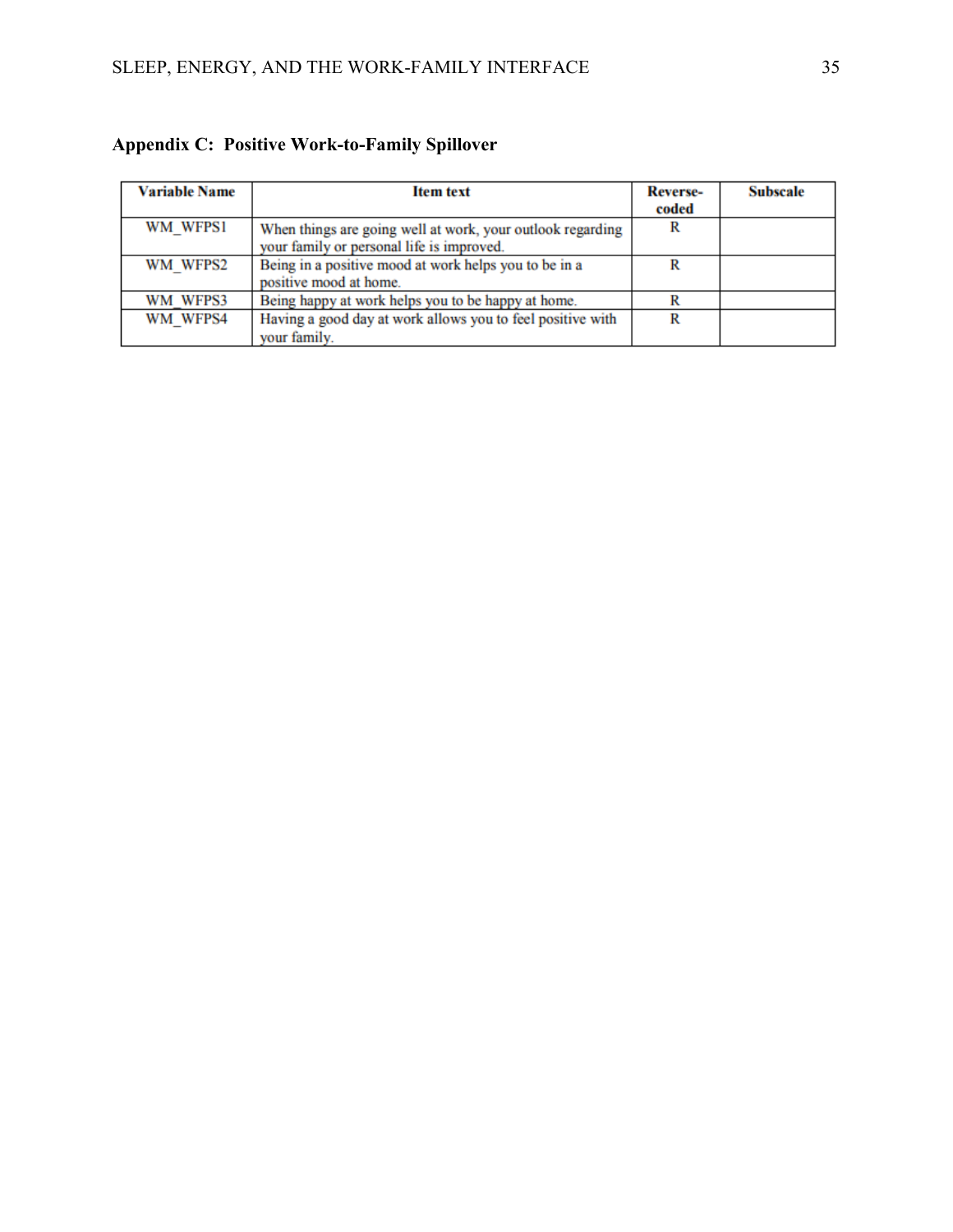## Appendix C: Positive Work-to-Family Spillover

| Variable Name | Item text | Reverse-coded | Subscale |
|---|---|---|---|
| WM_WFPS1 | When things are going well at work, your outlook regarding your family or personal life is improved. | R | |
| WM_WFPS2 | Being in a positive mood at work helps you to be in a positive mood at home. | R | |
| WM_WFPS3 | Being happy at work helps you to be happy at home. | R | |
| WM_WFPS4 | Having a good day at work allows you to feel positive with your family. | R | |